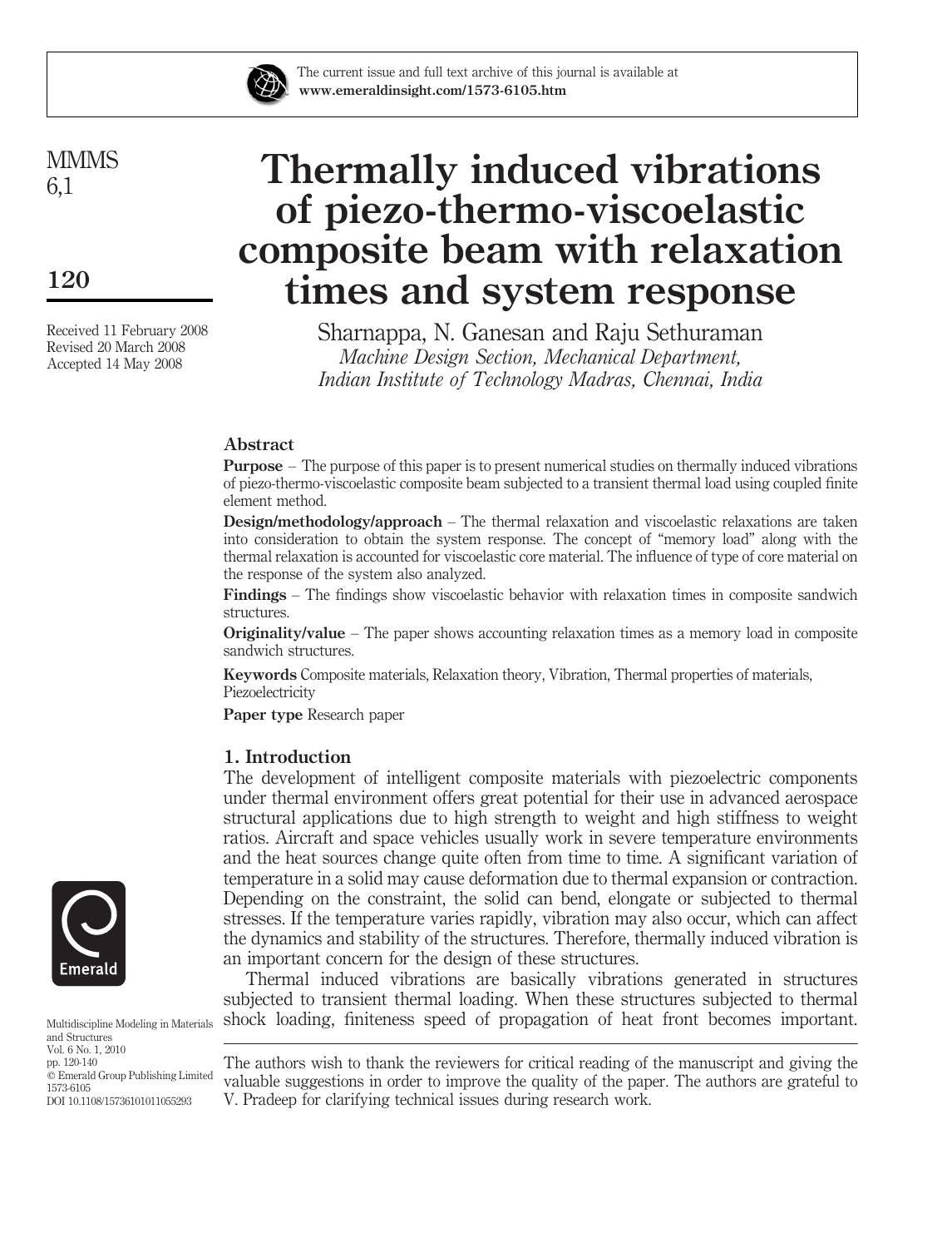# Thermally induced vibrations of piezo-thermo-viscoelastic composite beam with relaxation times and system response

Received 11 February 2008
Revised 20 March 2008
Accepted 14 May 2008

Sharnappa, N. Ganesan and Raju Sethuraman

*Machine Design Section, Mechanical Department, Indian Institute of Technology Madras, Chennai, India*

## Abstract

**Purpose** – The purpose of this paper is to present numerical studies on thermally induced vibrations of piezo-thermo-viscoelastic composite beam subjected to a transient thermal load using coupled finite element method.

**Design/methodology/approach** – The thermal relaxation and viscoelastic relaxations are taken into consideration to obtain the system response. The concept of "memory load" along with the thermal relaxation is accounted for viscoelastic core material. The influence of type of core material on the response of the system also analyzed.

**Findings** – The findings show viscoelastic behavior with relaxation times in composite sandwich structures.

**Originality/value** – The paper shows accounting relaxation times as a memory load in composite sandwich structures.

**Keywords** Composite materials, Relaxation theory, Vibration, Thermal properties of materials, Piezoelectricity

**Paper type** Research paper

## 1. Introduction

The development of intelligent composite materials with piezoelectric components under thermal environment offers great potential for their use in advanced aerospace structural applications due to high strength to weight and high stiffness to weight ratios. Aircraft and space vehicles usually work in severe temperature environments and the heat sources change quite often from time to time. A significant variation of temperature in a solid may cause deformation due to thermal expansion or contraction. Depending on the constraint, the solid can bend, elongate or subjected to thermal stresses. If the temperature varies rapidly, vibration may also occur, which can affect the dynamics and stability of the structures. Therefore, thermally induced vibration is an important concern for the design of these structures.

Thermal induced vibrations are basically vibrations generated in structures subjected to transient thermal loading. When these structures subjected to thermal shock loading, finiteness speed of propagation of heat front becomes important.

The authors wish to thank the reviewers for critical reading of the manuscript and giving the valuable suggestions in order to improve the quality of the paper. The authors are grateful to V. Pradeep for clarifying technical issues during research work.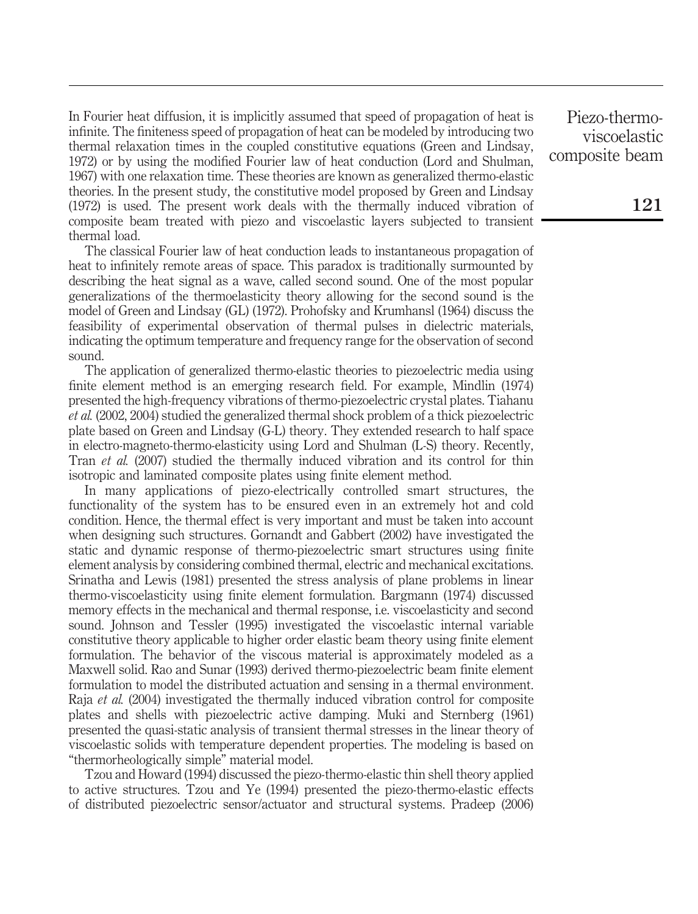In Fourier heat diffusion, it is implicitly assumed that speed of propagation of heat is infinite. The finiteness speed of propagation of heat can be modeled by introducing two thermal relaxation times in the coupled constitutive equations (Green and Lindsay, 1972) or by using the modified Fourier law of heat conduction (Lord and Shulman, 1967) with one relaxation time. These theories are known as generalized thermo-elastic theories. In the present study, the constitutive model proposed by Green and Lindsay (1972) is used. The present work deals with the thermally induced vibration of composite beam treated with piezo and viscoelastic layers subjected to transient thermal load.

The classical Fourier law of heat conduction leads to instantaneous propagation of heat to infinitely remote areas of space. This paradox is traditionally surmounted by describing the heat signal as a wave, called second sound. One of the most popular generalizations of the thermoelasticity theory allowing for the second sound is the model of Green and Lindsay (GL) (1972). Prohofsky and Krumhansl (1964) discuss the feasibility of experimental observation of thermal pulses in dielectric materials, indicating the optimum temperature and frequency range for the observation of second sound.

The application of generalized thermo-elastic theories to piezoelectric media using finite element method is an emerging research field. For example, Mindlin (1974) presented the high-frequency vibrations of thermo-piezoelectric crystal plates. Tiahanu *et al.* (2002, 2004) studied the generalized thermal shock problem of a thick piezoelectric plate based on Green and Lindsay (G-L) theory. They extended research to half space in electro-magneto-thermo-elasticity using Lord and Shulman (L-S) theory. Recently, Tran *et al.* (2007) studied the thermally induced vibration and its control for thin isotropic and laminated composite plates using finite element method.

In many applications of piezo-electrically controlled smart structures, the functionality of the system has to be ensured even in an extremely hot and cold condition. Hence, the thermal effect is very important and must be taken into account when designing such structures. Gornandt and Gabbert (2002) have investigated the static and dynamic response of thermo-piezoelectric smart structures using finite element analysis by considering combined thermal, electric and mechanical excitations. Srinatha and Lewis (1981) presented the stress analysis of plane problems in linear thermo-viscoelasticity using finite element formulation. Bargmann (1974) discussed memory effects in the mechanical and thermal response, i.e. viscoelasticity and second sound. Johnson and Tessler (1995) investigated the viscoelastic internal variable constitutive theory applicable to higher order elastic beam theory using finite element formulation. The behavior of the viscous material is approximately modeled as a Maxwell solid. Rao and Sunar (1993) derived thermo-piezoelectric beam finite element formulation to model the distributed actuation and sensing in a thermal environment. Raja *et al.* (2004) investigated the thermally induced vibration control for composite plates and shells with piezoelectric active damping. Muki and Sternberg (1961) presented the quasi-static analysis of transient thermal stresses in the linear theory of viscoelastic solids with temperature dependent properties. The modeling is based on "thermorheologically simple" material model.

Tzou and Howard (1994) discussed the piezo-thermo-elastic thin shell theory applied to active structures. Tzou and Ye (1994) presented the piezo-thermo-elastic effects of distributed piezoelectric sensor/actuator and structural systems. Pradeep (2006)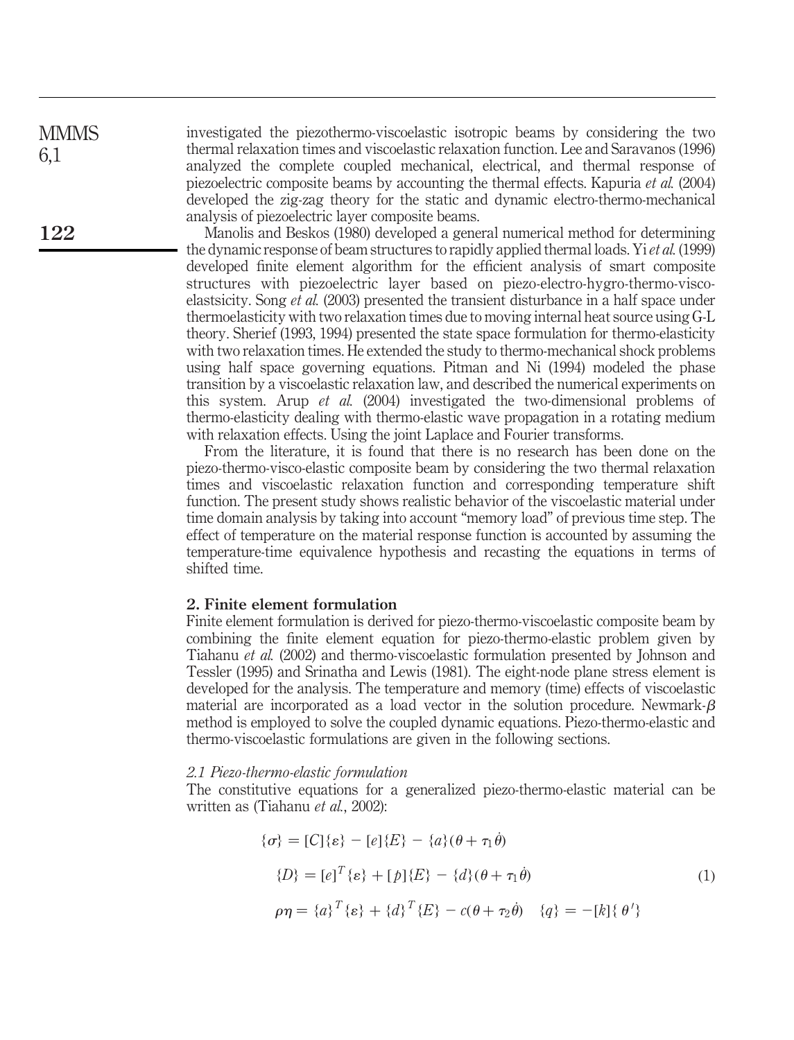investigated the piezothermo-viscoelastic isotropic beams by considering the two thermal relaxation times and viscoelastic relaxation function. Lee and Saravanos (1996) analyzed the complete coupled mechanical, electrical, and thermal response of piezoelectric composite beams by accounting the thermal effects. Kapuria *et al.* (2004) developed the zig-zag theory for the static and dynamic electro-thermo-mechanical analysis of piezoelectric layer composite beams.

Manolis and Beskos (1980) developed a general numerical method for determining the dynamic response of beam structures to rapidly applied thermal loads. Yi *et al.* (1999) developed finite element algorithm for the efficient analysis of smart composite structures with piezoelectric layer based on piezo-electro-hygro-thermo-visco-elastsicity. Song *et al.* (2003) presented the transient disturbance in a half space under thermoelasticity with two relaxation times due to moving internal heat source using G-L theory. Sherief (1993, 1994) presented the state space formulation for thermo-elasticity with two relaxation times. He extended the study to thermo-mechanical shock problems using half space governing equations. Pitman and Ni (1994) modeled the phase transition by a viscoelastic relaxation law, and described the numerical experiments on this system. Arup *et al.* (2004) investigated the two-dimensional problems of thermo-elasticity dealing with thermo-elastic wave propagation in a rotating medium with relaxation effects. Using the joint Laplace and Fourier transforms.

From the literature, it is found that there is no research has been done on the piezo-thermo-visco-elastic composite beam by considering the two thermal relaxation times and viscoelastic relaxation function and corresponding temperature shift function. The present study shows realistic behavior of the viscoelastic material under time domain analysis by taking into account "memory load" of previous time step. The effect of temperature on the material response function is accounted by assuming the temperature-time equivalence hypothesis and recasting the equations in terms of shifted time.

## 2. Finite element formulation

Finite element formulation is derived for piezo-thermo-viscoelastic composite beam by combining the finite element equation for piezo-thermo-elastic problem given by Tiahanu *et al.* (2002) and thermo-viscoelastic formulation presented by Johnson and Tessler (1995) and Srinatha and Lewis (1981). The eight-node plane stress element is developed for the analysis. The temperature and memory (time) effects of viscoelastic material are incorporated as a load vector in the solution procedure. Newmark-$\beta$ method is employed to solve the coupled dynamic equations. Piezo-thermo-elastic and thermo-viscoelastic formulations are given in the following sections.

### 2.1 Piezo-thermo-elastic formulation

The constitutive equations for a generalized piezo-thermo-elastic material can be written as (Tiahanu *et al.*, 2002):

$$
\begin{aligned}
\{\sigma\} &= [C]\{\varepsilon\} - [e]\{E\} - \{a\}(\theta + \tau_1 \dot{\theta}) \\
\{D\} &= [e]^T\{\varepsilon\} + [p]\{E\} - \{d\}(\theta + \tau_1 \dot{\theta}) \\
\rho\eta &= \{a\}^T\{\varepsilon\} + \{d\}^T\{E\} - c(\theta + \tau_2 \dot{\theta}) \quad \{q\} = -[k]\{\theta'\}
\end{aligned}
\tag{1}
$$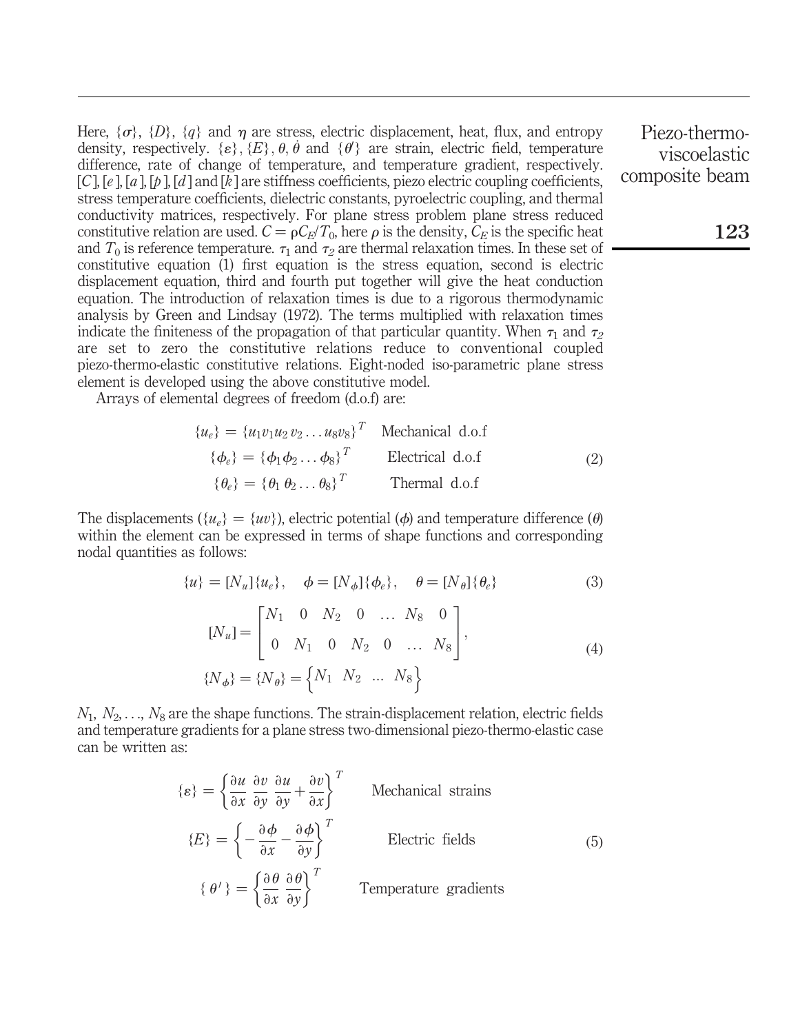Here, $\{\sigma\}$, $\{D\}$, $\{q\}$ and $\eta$ are stress, electric displacement, heat, flux, and entropy density, respectively. $\{\varepsilon\}$, $\{E\}$, $\theta$, $\dot{\theta}$ and $\{\theta'\}$ are strain, electric field, temperature difference, rate of change of temperature, and temperature gradient, respectively. $[C]$, $[e]$, $[a]$, $[p]$, $[d]$ and $[k]$ are stiffness coefficients, piezo electric coupling coefficients, stress temperature coefficients, dielectric constants, pyroelectric coupling, and thermal conductivity matrices, respectively. For plane stress problem plane stress reduced constitutive relation are used. $C = \rho C_E/T_0$, here $\rho$ is the density, $C_E$ is the specific heat and $T_0$ is reference temperature. $\tau_1$ and $\tau_2$ are thermal relaxation times. In these set of constitutive equation (1) first equation is the stress equation, second is electric displacement equation, third and fourth put together will give the heat conduction equation. The introduction of relaxation times is due to a rigorous thermodynamic analysis by Green and Lindsay (1972). The terms multiplied with relaxation times indicate the finiteness of the propagation of that particular quantity. When $\tau_1$ and $\tau_2$ are set to zero the constitutive relations reduce to conventional coupled piezo-thermo-elastic constitutive relations. Eight-noded iso-parametric plane stress element is developed using the above constitutive model.

Arrays of elemental degrees of freedom (d.o.f) are:

$$
\begin{aligned}
\{u_e\} &= \{u_1 v_1 u_2 v_2 \ldots u_8 v_8\}^T && \text{Mechanical d.o.f} \\
\{\phi_e\} &= \{\phi_1 \phi_2 \ldots \phi_8\}^T && \text{Electrical d.o.f} \\
\{\theta_e\} &= \{\theta_1\, \theta_2 \ldots \theta_8\}^T && \text{Thermal d.o.f}
\end{aligned}
\tag{2}
$$

The displacements ($\{u_e\} = \{uv\}$), electric potential ($\phi$) and temperature difference ($\theta$) within the element can be expressed in terms of shape functions and corresponding nodal quantities as follows:

$$
\{u\} = [N_u]\{u_e\}, \quad \phi = [N_\phi]\{\phi_e\}, \quad \theta = [N_\theta]\{\theta_e\} \tag{3}
$$

$$
[N_u] = \begin{bmatrix} N_1 & 0 & N_2 & 0 & \ldots & N_8 & 0 \\ 0 & N_1 & 0 & N_2 & 0 & \ldots & N_8 \end{bmatrix},
\qquad
\{N_\phi\} = \{N_\theta\} = \left\{ N_1 \;\; N_2 \;\; \ldots \;\; N_8 \right\} \tag{4}
$$

$N_1, N_2, \ldots, N_8$ are the shape functions. The strain-displacement relation, electric fields and temperature gradients for a plane stress two-dimensional piezo-thermo-elastic case can be written as:

$$
\begin{aligned}
\{\varepsilon\} &= \left\{ \frac{\partial u}{\partial x} \;\; \frac{\partial v}{\partial y} \;\; \frac{\partial u}{\partial y} + \frac{\partial v}{\partial x} \right\}^T && \text{Mechanical strains} \\
\{E\} &= \left\{ -\frac{\partial \phi}{\partial x} \;\; -\frac{\partial \phi}{\partial y} \right\}^T && \text{Electric fields} \\
\{\theta'\} &= \left\{ \frac{\partial \theta}{\partial x} \;\; \frac{\partial \theta}{\partial y} \right\}^T && \text{Temperature gradients}
\end{aligned}
\tag{5}
$$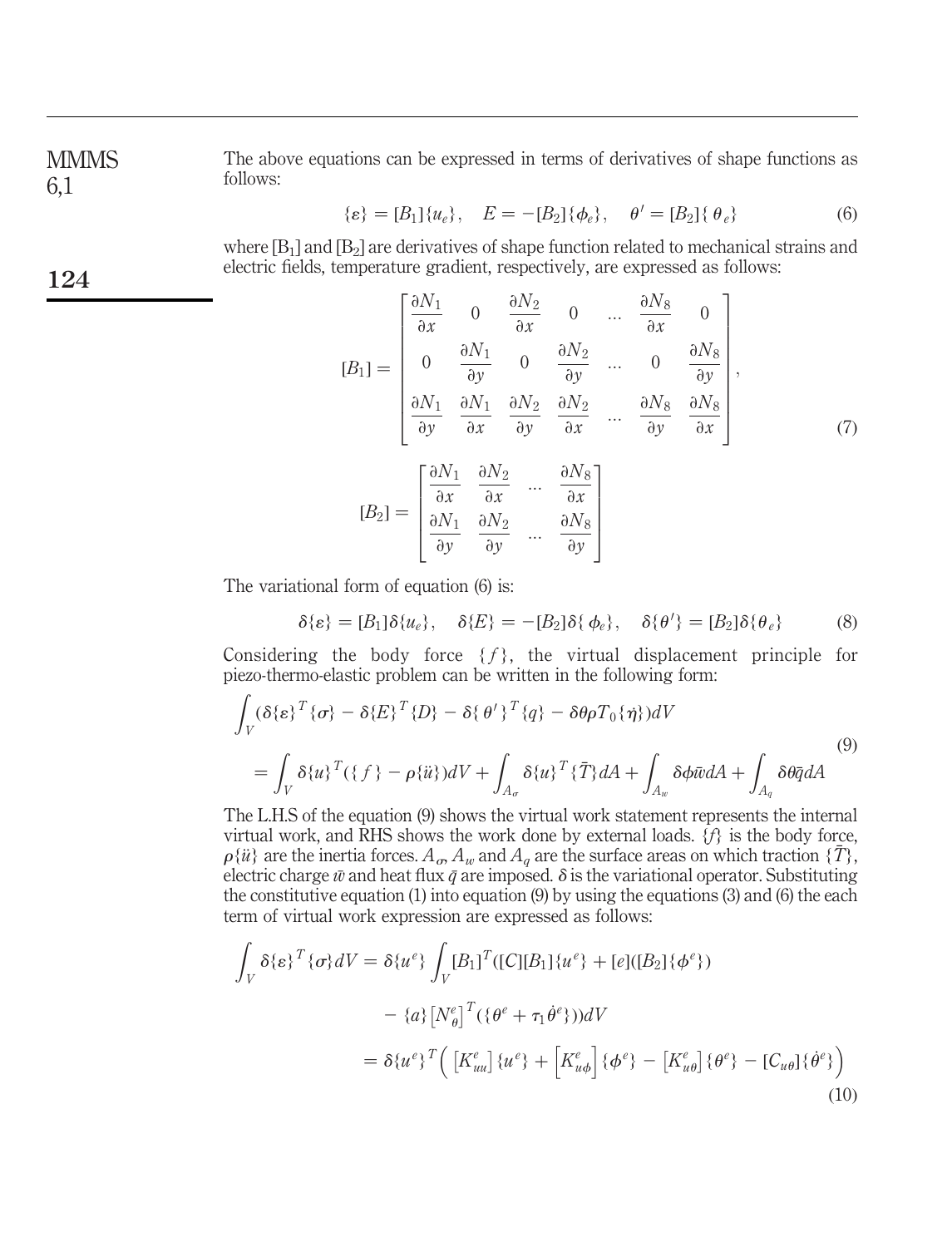The above equations can be expressed in terms of derivatives of shape functions as follows:

$$\{\varepsilon\} = [B_1]\{u_e\}, \quad E = -[B_2]\{\phi_e\}, \quad \theta' = [B_2]\{\theta_e\} \tag{6}$$

where $[B_1]$ and $[B_2]$ are derivatives of shape function related to mechanical strains and electric fields, temperature gradient, respectively, are expressed as follows:

$$[B_1] = \begin{bmatrix} \frac{\partial N_1}{\partial x} & 0 & \frac{\partial N_2}{\partial x} & 0 & \dots & \frac{\partial N_8}{\partial x} & 0 \\ 0 & \frac{\partial N_1}{\partial y} & 0 & \frac{\partial N_2}{\partial y} & \dots & 0 & \frac{\partial N_8}{\partial y} \\ \frac{\partial N_1}{\partial y} & \frac{\partial N_1}{\partial x} & \frac{\partial N_2}{\partial y} & \frac{\partial N_2}{\partial x} & \dots & \frac{\partial N_8}{\partial y} & \frac{\partial N_8}{\partial x} \end{bmatrix},$$

$$[B_2] = \begin{bmatrix} \frac{\partial N_1}{\partial x} & \frac{\partial N_2}{\partial x} & \dots & \frac{\partial N_8}{\partial x} \\ \frac{\partial N_1}{\partial y} & \frac{\partial N_2}{\partial y} & \dots & \frac{\partial N_8}{\partial y} \end{bmatrix} \tag{7}$$

The variational form of equation (6) is:

$$\delta\{\varepsilon\} = [B_1]\delta\{u_e\}, \quad \delta\{E\} = -[B_2]\delta\{\phi_e\}, \quad \delta\{\theta'\} = [B_2]\delta\{\theta_e\} \tag{8}$$

Considering the body force $\{f\}$, the virtual displacement principle for piezo-thermo-elastic problem can be written in the following form:

$$\begin{aligned} &\int_V (\delta\{\varepsilon\}^T\{\sigma\} - \delta\{E\}^T\{D\} - \delta\{\theta'\}^T\{q\} - \delta\theta\rho T_0\{\dot{\eta}\})dV \\ &= \int_V \delta\{u\}^T(\{f\} - \rho\{\ddot{u}\})dV + \int_{A_\sigma} \delta\{u\}^T\{\bar{T}\}dA + \int_{A_w} \delta\phi\bar{w}dA + \int_{A_q} \delta\theta\bar{q}dA \end{aligned} \tag{9}$$

The L.H.S of the equation (9) shows the virtual work statement represents the internal virtual work, and RHS shows the work done by external loads. $\{f\}$ is the body force, $\rho\{\ddot{u}\}$ are the inertia forces. $A_\sigma$, $A_w$ and $A_q$ are the surface areas on which traction $\{\bar{T}\}$, electric charge $\bar{w}$ and heat flux $\bar{q}$ are imposed. $\delta$ is the variational operator. Substituting the constitutive equation (1) into equation (9) by using the equations (3) and (6) the each term of virtual work expression are expressed as follows:

$$\begin{aligned} \int_V \delta\{\varepsilon\}^T\{\sigma\}dV &= \delta\{u^e\}\int_V [B_1]^T([C][B_1]\{u^e\} + [e]([B_2]\{\phi^e\}) \\ &\quad - \{a\}\left[N_\theta^e\right]^T(\{\theta^e + \tau_1\dot{\theta}^e\}))dV \\ &= \delta\{u^e\}^T\left(\left[K_{uu}^e\right]\{u^e\} + \left[K_{u\phi}^e\right]\{\phi^e\} - \left[K_{u\theta}^e\right]\{\theta^e\} - [C_{u\theta}]\{\dot{\theta}^e\}\right) \end{aligned} \tag{10}$$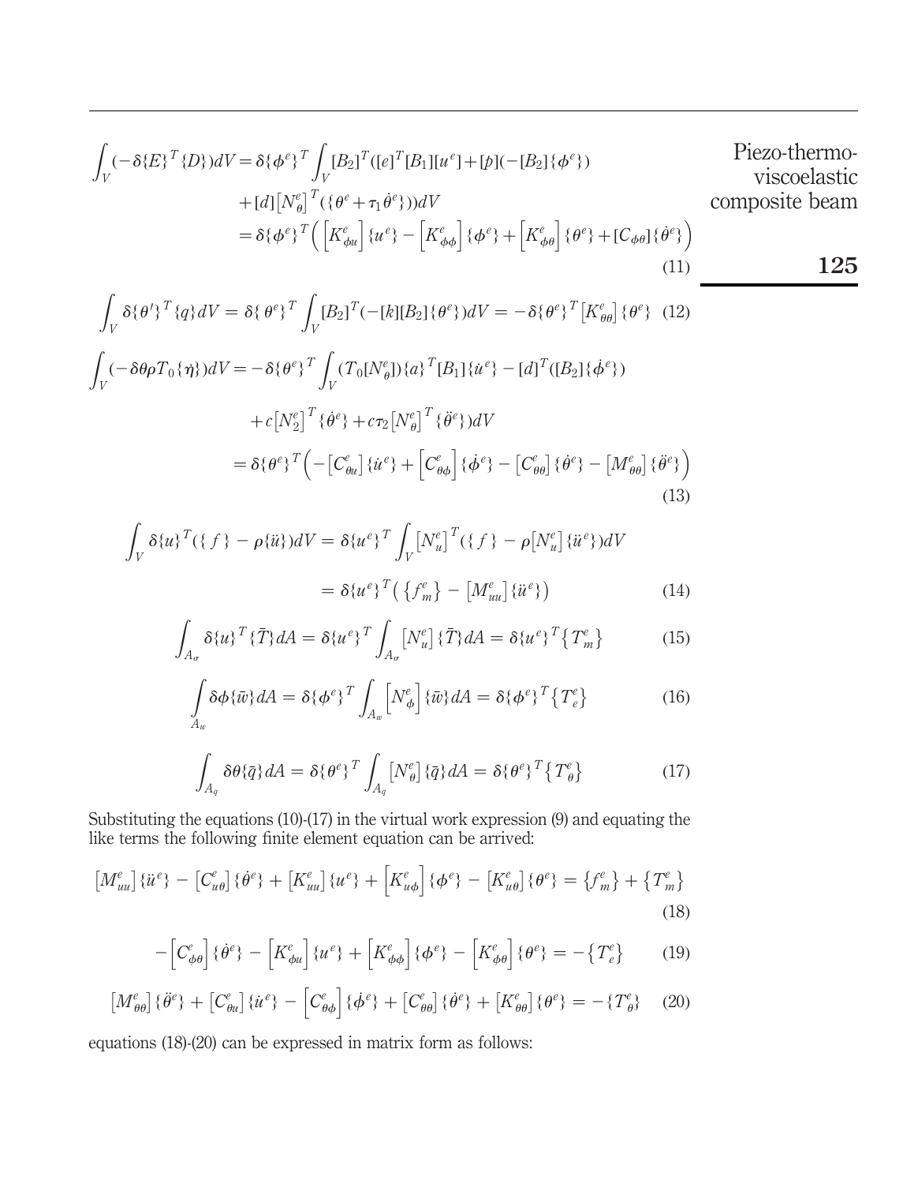$$\int_V (-\delta\{E\}^T\{D\})dV = \delta\{\phi^e\}^T \int_V [B_2]^T([e]^T[B_1][u^e] + [p](-[B_2]\{\phi^e\}) + [d][N_\theta^e]^T(\{\theta^e + \tau_1\dot{\theta}^e\}))dV$$
$$= \delta\{\phi^e\}^T\left(\left[K_{\phi u}^e\right]\{u^e\} - \left[K_{\phi\phi}^e\right]\{\phi^e\} + \left[K_{\phi\theta}^e\right]\{\theta^e\} + [C_{\phi\theta}]\{\dot{\theta}^e\}\right) \tag{11}$$

$$\int_V \delta\{\theta'\}^T\{q\}dV = \delta\{\theta^e\}^T \int_V [B_2]^T(-[k][B_2]\{\theta^e\})dV = -\delta\{\theta^e\}^T\left[K_{\theta\theta}^e\right]\{\theta^e\} \tag{12}$$

$$\int_V (-\delta\theta\rho T_0\{\dot{\eta}\})dV = -\delta\{\theta^e\}^T \int_V (T_0[N_\theta^e])\{a\}^T[B_1]\{\dot{u}^e\} - [d]^T([B_2]\{\dot{\phi}^e\})$$
$$+ c\left[N_2^e\right]^T\{\dot{\theta}^e\} + c\tau_2\left[N_\theta^e\right]^T\{\ddot{\theta}^e\})dV$$
$$= \delta\{\theta^e\}^T\left(-\left[C_{\theta u}^e\right]\{\dot{u}^e\} + \left[C_{\theta\phi}^e\right]\{\dot{\phi}^e\} - \left[C_{\theta\theta}^e\right]\{\dot{\theta}^e\} - \left[M_{\theta\theta}^e\right]\{\ddot{\theta}^e\}\right) \tag{13}$$

$$\int_V \delta\{u\}^T(\{f\} - \rho\{\ddot{u}\})dV = \delta\{u^e\}^T \int_V \left[N_u^e\right]^T(\{f\} - \rho\left[N_u^e\right]\{\ddot{u}^e\})dV$$
$$= \delta\{u^e\}^T\left(\{f_m^e\} - \left[M_{uu}^e\right]\{\ddot{u}^e\}\right) \tag{14}$$

$$\int_{A_\sigma} \delta\{u\}^T\{\bar{T}\}dA = \delta\{u^e\}^T \int_{A_\sigma} \left[N_u^e\right]\{\bar{T}\}dA = \delta\{u^e\}^T\left\{T_m^e\right\} \tag{15}$$

$$\int_{A_w} \delta\phi\{\bar{w}\}dA = \delta\{\phi^e\}^T \int_{A_w} \left[N_\phi^e\right]\{\bar{w}\}dA = \delta\{\phi^e\}^T\left\{T_e^e\right\} \tag{16}$$

$$\int_{A_q} \delta\theta\{\bar{q}\}dA = \delta\{\theta^e\}^T \int_{A_q} \left[N_\theta^e\right]\{\bar{q}\}dA = \delta\{\theta^e\}^T\left\{T_\theta^e\right\} \tag{17}$$

Substituting the equations (10)-(17) in the virtual work expression (9) and equating the like terms the following finite element equation can be arrived:

$$\left[M_{uu}^e\right]\{\ddot{u}^e\} - \left[C_{u\theta}^e\right]\{\dot{\theta}^e\} + \left[K_{uu}^e\right]\{u^e\} + \left[K_{u\phi}^e\right]\{\phi^e\} - \left[K_{u\theta}^e\right]\{\theta^e\} = \{f_m^e\} + \left\{T_m^e\right\} \tag{18}$$

$$-\left[C_{\phi\theta}^e\right]\{\dot{\theta}^e\} - \left[K_{\phi u}^e\right]\{u^e\} + \left[K_{\phi\phi}^e\right]\{\phi^e\} - \left[K_{\phi\theta}^e\right]\{\theta^e\} = -\left\{T_e^e\right\} \tag{19}$$

$$\left[M_{\theta\theta}^e\right]\{\ddot{\theta}^e\} + \left[C_{\theta u}^e\right]\{\dot{u}^e\} - \left[C_{\theta\phi}^e\right]\{\dot{\phi}^e\} + \left[C_{\theta\theta}^e\right]\{\dot{\theta}^e\} + \left[K_{\theta\theta}^e\right]\{\theta^e\} = -\{T_\theta^e\} \tag{20}$$

equations (18)-(20) can be expressed in matrix form as follows: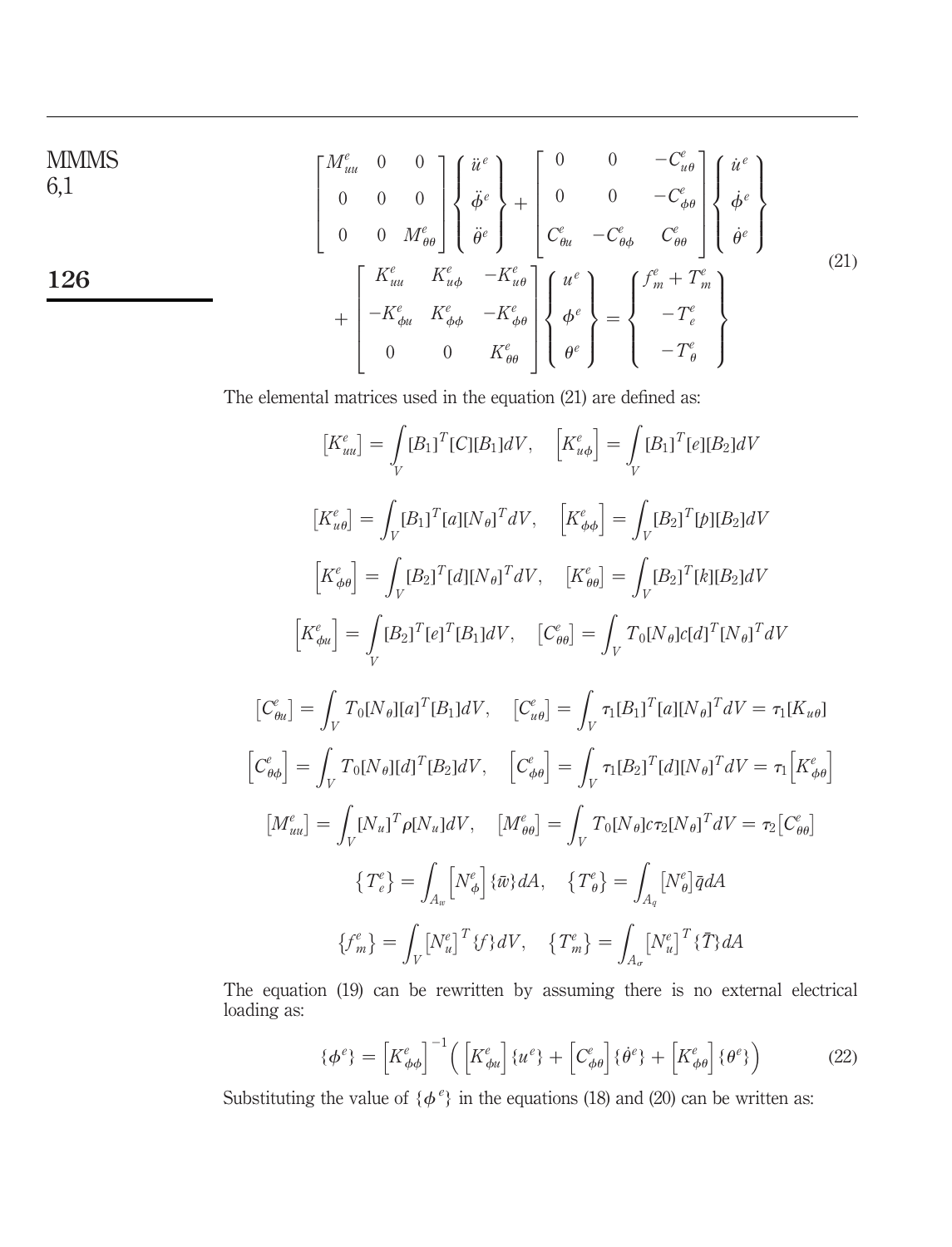$$
\begin{bmatrix} M_{uu}^e & 0 & 0 \\ 0 & 0 & 0 \\ 0 & 0 & M_{\theta\theta}^e \end{bmatrix} \begin{Bmatrix} \ddot{u}^e \\ \ddot{\phi}^e \\ \ddot{\theta}^e \end{Bmatrix} + \begin{bmatrix} 0 & 0 & -C_{u\theta}^e \\ 0 & 0 & -C_{\phi\theta}^e \\ C_{\theta u}^e & -C_{\theta\phi}^e & C_{\theta\theta}^e \end{bmatrix} \begin{Bmatrix} \dot{u}^e \\ \dot{\phi}^e \\ \dot{\theta}^e \end{Bmatrix} + \begin{bmatrix} K_{uu}^e & K_{u\phi}^e & -K_{u\theta}^e \\ -K_{\phi u}^e & K_{\phi\phi}^e & -K_{\phi\theta}^e \\ 0 & 0 & K_{\theta\theta}^e \end{bmatrix} \begin{Bmatrix} u^e \\ \phi^e \\ \theta^e \end{Bmatrix} = \begin{Bmatrix} f_m^e + T_m^e \\ -T_e^e \\ -T_\theta^e \end{Bmatrix} \tag{21}
$$

The elemental matrices used in the equation (21) are defined as:

$$
\left[K_{uu}^e\right] = \int_V [B_1]^T [C][B_1] dV, \quad \left[K_{u\phi}^e\right] = \int_V [B_1]^T [e][B_2] dV
$$

$$
\left[K_{u\theta}^e\right] = \int_V [B_1]^T [a][N_\theta]^T dV, \quad \left[K_{\phi\phi}^e\right] = \int_V [B_2]^T [p][B_2] dV
$$

$$
\left[K_{\phi\theta}^e\right] = \int_V [B_2]^T [d][N_\theta]^T dV, \quad \left[K_{\theta\theta}^e\right] = \int_V [B_2]^T [k][B_2] dV
$$

$$
\left[K_{\phi u}^e\right] = \int_V [B_2]^T [e]^T [B_1] dV, \quad \left[C_{\theta\theta}^e\right] = \int_V T_0 [N_\theta] c [d]^T [N_\theta]^T dV
$$

$$
\left[C_{\theta u}^e\right] = \int_V T_0 [N_\theta][a]^T [B_1] dV, \quad \left[C_{u\theta}^e\right] = \int_V \tau_1 [B_1]^T [a][N_\theta]^T dV = \tau_1 [K_{u\theta}]
$$

$$
\left[C_{\theta\phi}^e\right] = \int_V T_0 [N_\theta][d]^T [B_2] dV, \quad \left[C_{\phi\theta}^e\right] = \int_V \tau_1 [B_2]^T [d][N_\theta]^T dV = \tau_1 \left[K_{\phi\theta}^e\right]
$$

$$
\left[M_{uu}^e\right] = \int_V [N_u]^T \rho [N_u] dV, \quad \left[M_{\theta\theta}^e\right] = \int_V T_0 [N_\theta] c \tau_2 [N_\theta]^T dV = \tau_2 \left[C_{\theta\theta}^e\right]
$$

$$
\left\{T_e^e\right\} = \int_{A_w} \left[N_\phi^e\right] \{\bar{w}\} dA, \quad \left\{T_\theta^e\right\} = \int_{A_q} \left[N_\theta^e\right] \bar{q} dA
$$

$$
\left\{f_m^e\right\} = \int_V \left[N_u^e\right]^T \{f\} dV, \quad \left\{T_m^e\right\} = \int_{A_\sigma} \left[N_u^e\right]^T \{\bar{T}\} dA
$$

The equation (19) can be rewritten by assuming there is no external electrical loading as:

$$
\{\phi^e\} = \left[K_{\phi\phi}^e\right]^{-1} \left( \left[K_{\phi u}^e\right] \{u^e\} + \left[C_{\phi\theta}^e\right] \{\dot{\theta}^e\} + \left[K_{\phi\theta}^e\right] \{\theta^e\} \right) \tag{22}
$$

Substituting the value of $\{\phi^e\}$ in the equations (18) and (20) can be written as: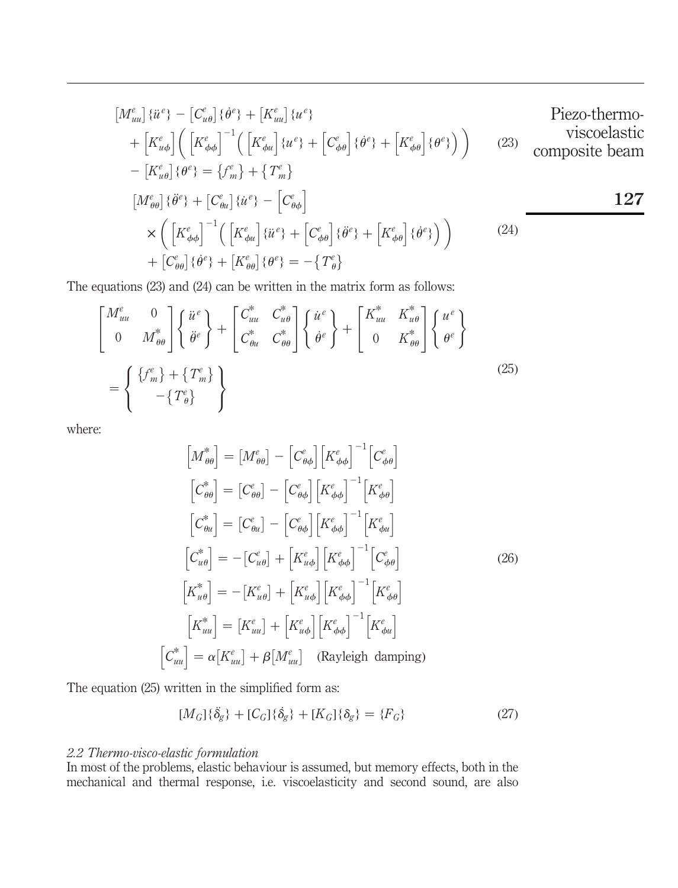$$
\begin{aligned}
&[M_{uu}^e]\{\ddot{u}^e\} - [C_{u\theta}^e]\{\dot{\theta}^e\} + [K_{uu}^e]\{u^e\} \\
&+ \left[K_{u\phi}^e\right]\left(\left[K_{\phi\phi}^e\right]^{-1}\left(\left[K_{\phi u}^e\right]\{u^e\} + \left[C_{\phi\theta}^e\right]\{\dot{\theta}^e\} + \left[K_{\phi\theta}^e\right]\{\theta^e\}\right)\right) \\
&- [K_{u\theta}^e]\{\theta^e\} = \{f_m^e\} + \{T_m^e\}
\end{aligned}
\tag{23}
$$

$$
\begin{aligned}
&[M_{\theta\theta}^e]\{\ddot{\theta}^e\} + [C_{\theta u}^e]\{\dot{u}^e\} - \left[C_{\theta\phi}^e\right] \\
&\times\left(\left[K_{\phi\phi}^e\right]^{-1}\left(\left[K_{\phi u}^e\right]\{\dot{u}^e\} + \left[C_{\phi\theta}^e\right]\{\ddot{\theta}^e\} + \left[K_{\phi\theta}^e\right]\{\dot{\theta}^e\}\right)\right) \\
&+ [C_{\theta\theta}^e]\{\dot{\theta}^e\} + [K_{\theta\theta}^e]\{\theta^e\} = -\{T_\theta^e\}
\end{aligned}
\tag{24}
$$

The equations (23) and (24) can be written in the matrix form as follows:

$$
\begin{bmatrix} M_{uu}^e & 0 \\ 0 & M_{\theta\theta}^* \end{bmatrix}\begin{Bmatrix} \ddot{u}^e \\ \ddot{\theta}^e \end{Bmatrix} + \begin{bmatrix} C_{uu}^* & C_{u\theta}^* \\ C_{\theta u}^* & C_{\theta\theta}^* \end{bmatrix}\begin{Bmatrix} \dot{u}^e \\ \dot{\theta}^e \end{Bmatrix} + \begin{bmatrix} K_{uu}^* & K_{u\theta}^* \\ 0 & K_{\theta\theta}^* \end{bmatrix}\begin{Bmatrix} u^e \\ \theta^e \end{Bmatrix}
$$

$$
= \begin{Bmatrix} \{f_m^e\} + \{T_m^e\} \\ -\{T_\theta^e\} \end{Bmatrix}
\tag{25}
$$

where:

$$
\begin{aligned}
\left[M_{\theta\theta}^*\right] &= [M_{\theta\theta}^e] - \left[C_{\theta\phi}^e\right]\left[K_{\phi\phi}^e\right]^{-1}\left[C_{\phi\theta}^e\right] \\
\left[C_{\theta\theta}^*\right] &= [C_{\theta\theta}^e] - \left[C_{\theta\phi}^e\right]\left[K_{\phi\phi}^e\right]^{-1}\left[K_{\phi\theta}^e\right] \\
\left[C_{\theta u}^*\right] &= [C_{\theta u}^e] - \left[C_{\theta\phi}^e\right]\left[K_{\phi\phi}^e\right]^{-1}\left[K_{\phi u}^e\right] \\
\left[C_{u\theta}^*\right] &= -[C_{u\theta}^e] + \left[K_{u\phi}^e\right]\left[K_{\phi\phi}^e\right]^{-1}\left[C_{\phi\theta}^e\right] \\
\left[K_{u\theta}^*\right] &= -[K_{u\theta}^e] + \left[K_{u\phi}^e\right]\left[K_{\phi\phi}^e\right]^{-1}\left[K_{\phi\theta}^e\right] \\
\left[K_{uu}^*\right] &= [K_{uu}^e] + \left[K_{u\phi}^e\right]\left[K_{\phi\phi}^e\right]^{-1}\left[K_{\phi u}^e\right] \\
\left[C_{uu}^*\right] &= \alpha[K_{uu}^e] + \beta[M_{uu}^e] \quad \text{(Rayleigh damping)}
\end{aligned}
\tag{26}
$$

The equation (25) written in the simplified form as:

$$
[M_G]\{\ddot{\delta}_g\} + [C_G]\{\dot{\delta}_g\} + [K_G]\{\delta_g\} = \{F_G\}
\tag{27}
$$

### *2.2 Thermo-visco-elastic formulation*

In most of the problems, elastic behaviour is assumed, but memory effects, both in the mechanical and thermal response, i.e. viscoelasticity and second sound, are also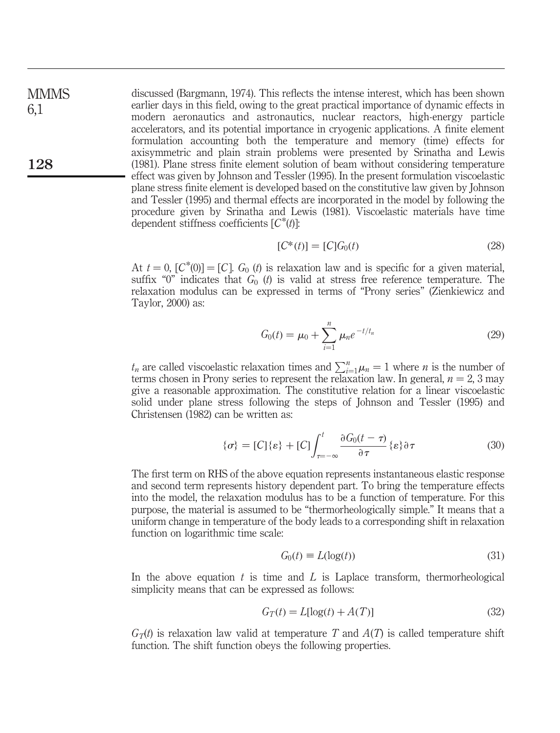discussed (Bargmann, 1974). This reflects the intense interest, which has been shown earlier days in this field, owing to the great practical importance of dynamic effects in modern aeronautics and astronautics, nuclear reactors, high-energy particle accelerators, and its potential importance in cryogenic applications. A finite element formulation accounting both the temperature and memory (time) effects for axisymmetric and plain strain problems were presented by Srinatha and Lewis (1981). Plane stress finite element solution of beam without considering temperature effect was given by Johnson and Tessler (1995). In the present formulation viscoelastic plane stress finite element is developed based on the constitutive law given by Johnson and Tessler (1995) and thermal effects are incorporated in the model by following the procedure given by Srinatha and Lewis (1981). Viscoelastic materials have time dependent stiffness coefficients $[C^*(t)]$:

$$[C^*(t)] = [C]G_0(t) \tag{28}$$

At $t = 0$, $[C^*(0)] = [C]$. $G_0\,(t)$ is relaxation law and is specific for a given material, suffix "0" indicates that $G_0\,(t)$ is valid at stress free reference temperature. The relaxation modulus can be expressed in terms of "Prony series" (Zienkiewicz and Taylor, 2000) as:

$$G_0(t) = \mu_0 + \sum_{i=1}^{n} \mu_n e^{-t/t_n} \tag{29}$$

$t_n$ are called viscoelastic relaxation times and $\sum_{i=1}^{n} \mu_n = 1$ where $n$ is the number of terms chosen in Prony series to represent the relaxation law. In general, $n = 2, 3$ may give a reasonable approximation. The constitutive relation for a linear viscoelastic solid under plane stress following the steps of Johnson and Tessler (1995) and Christensen (1982) can be written as:

$$\{\sigma\} = [C]\{\varepsilon\} + [C]\int_{\tau=-\infty}^{t} \frac{\partial G_0(t-\tau)}{\partial \tau}\{\varepsilon\}\partial\tau \tag{30}$$

The first term on RHS of the above equation represents instantaneous elastic response and second term represents history dependent part. To bring the temperature effects into the model, the relaxation modulus has to be a function of temperature. For this purpose, the material is assumed to be "thermorheologically simple." It means that a uniform change in temperature of the body leads to a corresponding shift in relaxation function on logarithmic time scale:

$$G_0(t) \equiv L(\log(t)) \tag{31}$$

In the above equation $t$ is time and $L$ is Laplace transform, thermorheological simplicity means that can be expressed as follows:

$$G_T(t) = L[\log(t) + A(T)] \tag{32}$$

$G_T(t)$ is relaxation law valid at temperature $T$ and $A(T)$ is called temperature shift function. The shift function obeys the following properties.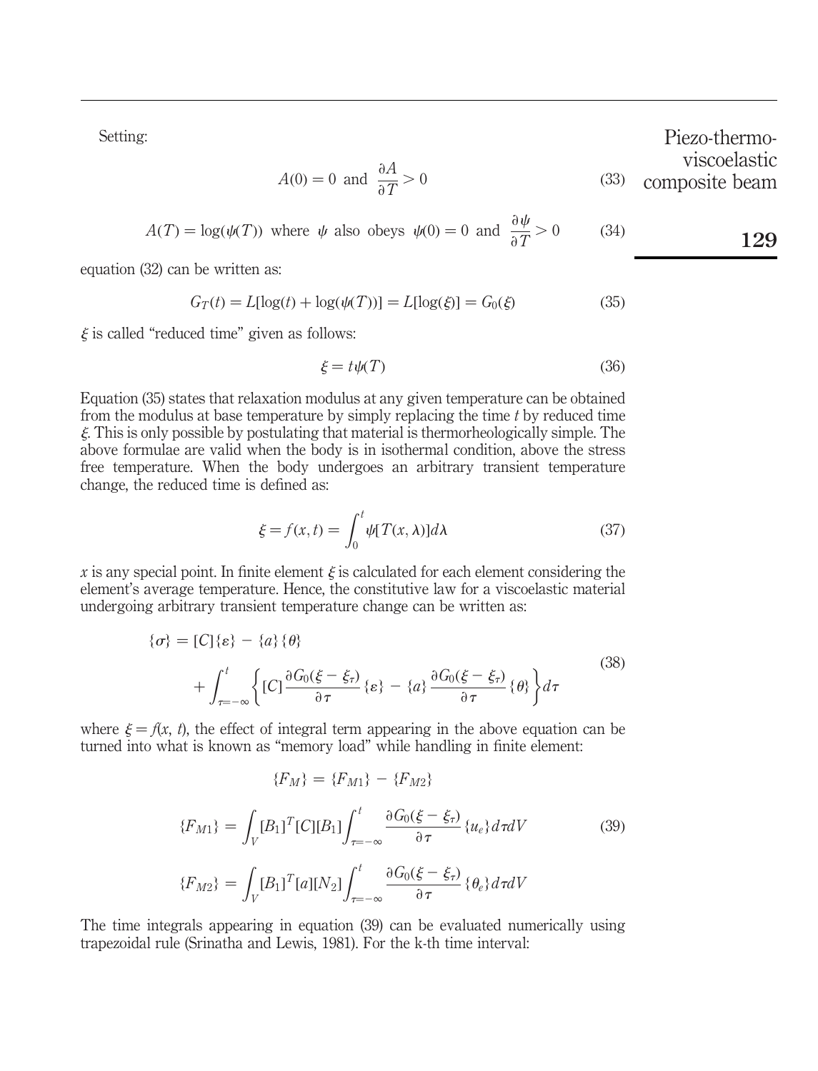Setting:

$$A(0) = 0 \text{ and } \frac{\partial A}{\partial T} > 0 \tag{33}$$

$$A(T) = \log(\psi(T)) \text{ where } \psi \text{ also obeys } \psi(0) = 0 \text{ and } \frac{\partial \psi}{\partial T} > 0 \tag{34}$$

equation (32) can be written as:

$$G_T(t) = L[\log(t) + \log(\psi(T))] = L[\log(\xi)] = G_0(\xi) \tag{35}$$

$\xi$ is called "reduced time" given as follows:

$$\xi = t\psi(T) \tag{36}$$

Equation (35) states that relaxation modulus at any given temperature can be obtained from the modulus at base temperature by simply replacing the time $t$ by reduced time $\xi$. This is only possible by postulating that material is thermorheologically simple. The above formulae are valid when the body is in isothermal condition, above the stress free temperature. When the body undergoes an arbitrary transient temperature change, the reduced time is defined as:

$$\xi = f(x, t) = \int_0^t \psi[T(x, \lambda)]d\lambda \tag{37}$$

$x$ is any special point. In finite element $\xi$ is calculated for each element considering the element's average temperature. Hence, the constitutive law for a viscoelastic material undergoing arbitrary transient temperature change can be written as:

$$\begin{aligned}\{\sigma\} = [C]\{\varepsilon\} - \{a\}\{\theta\} \\ + \int_{\tau=-\infty}^{t} \left\{ [C]\frac{\partial G_0(\xi - \xi_\tau)}{\partial \tau}\{\varepsilon\} - \{a\}\frac{\partial G_0(\xi - \xi_\tau)}{\partial \tau}\{\theta\} \right\} d\tau\end{aligned} \tag{38}$$

where $\xi = f(x, t)$, the effect of integral term appearing in the above equation can be turned into what is known as "memory load" while handling in finite element:

$$\begin{aligned}\{F_M\} &= \{F_{M1}\} - \{F_{M2}\} \\ \{F_{M1}\} &= \int_V [B_1]^T[C][B_1]\int_{\tau=-\infty}^{t} \frac{\partial G_0(\xi - \xi_\tau)}{\partial \tau}\{u_e\}d\tau dV \\ \{F_{M2}\} &= \int_V [B_1]^T[a][N_2]\int_{\tau=-\infty}^{t} \frac{\partial G_0(\xi - \xi_\tau)}{\partial \tau}\{\theta_e\}d\tau dV\end{aligned} \tag{39}$$

The time integrals appearing in equation (39) can be evaluated numerically using trapezoidal rule (Srinatha and Lewis, 1981). For the k-th time interval: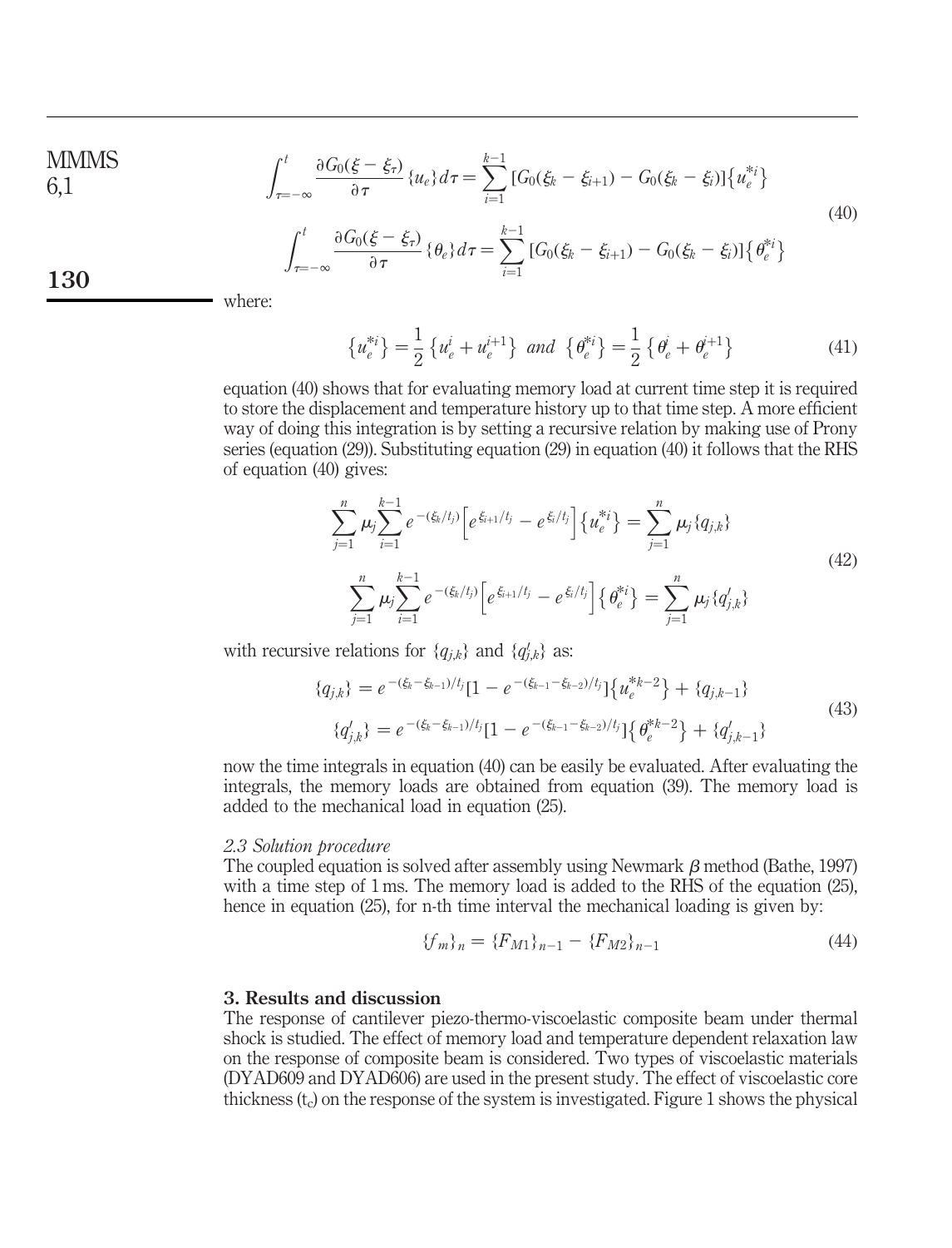$$\int_{\tau=-\infty}^{t} \frac{\partial G_0(\xi - \xi_\tau)}{\partial \tau} \{u_e\} d\tau = \sum_{i=1}^{k-1} [G_0(\xi_k - \xi_{i+1}) - G_0(\xi_k - \xi_i)]\{u_e^{*i}\}$$

$$\int_{\tau=-\infty}^{t} \frac{\partial G_0(\xi - \xi_\tau)}{\partial \tau} \{\theta_e\} d\tau = \sum_{i=1}^{k-1} [G_0(\xi_k - \xi_{i+1}) - G_0(\xi_k - \xi_i)]\{\theta_e^{*i}\} \tag{40}$$

where:

$$\{u_e^{*i}\} = \frac{1}{2}\{u_e^i + u_e^{i+1}\} \ \ and \ \ \{\theta_e^{*i}\} = \frac{1}{2}\{\theta_e^i + \theta_e^{i+1}\} \tag{41}$$

equation (40) shows that for evaluating memory load at current time step it is required to store the displacement and temperature history up to that time step. A more efficient way of doing this integration is by setting a recursive relation by making use of Prony series (equation (29)). Substituting equation (29) in equation (40) it follows that the RHS of equation (40) gives:

$$\sum_{j=1}^{n} \mu_j \sum_{i=1}^{k-1} e^{-(\xi_k/t_j)} \left[ e^{\xi_{i+1}/t_j} - e^{\xi_i/t_j} \right] \{u_e^{*i}\} = \sum_{j=1}^{n} \mu_j \{q_{j,k}\}$$

$$\sum_{j=1}^{n} \mu_j \sum_{i=1}^{k-1} e^{-(\xi_k/t_j)} \left[ e^{\xi_{i+1}/t_j} - e^{\xi_i/t_j} \right] \{\theta_e^{*i}\} = \sum_{j=1}^{n} \mu_j \{q'_{j,k}\} \tag{42}$$

with recursive relations for $\{q_{j,k}\}$ and $\{q'_{j,k}\}$ as:

$$\{q_{j,k}\} = e^{-(\xi_k - \xi_{k-1})/t_j}[1 - e^{-(\xi_{k-1} - \xi_{k-2})/t_j}]\{u_e^{*k-2}\} + \{q_{j,k-1}\}$$

$$\{q'_{j,k}\} = e^{-(\xi_k - \xi_{k-1})/t_j}[1 - e^{-(\xi_{k-1} - \xi_{k-2})/t_j}]\{\theta_e^{*k-2}\} + \{q'_{j,k-1}\} \tag{43}$$

now the time integrals in equation (40) can be easily be evaluated. After evaluating the integrals, the memory loads are obtained from equation (39). The memory load is added to the mechanical load in equation (25).

### *2.3 Solution procedure*

The coupled equation is solved after assembly using Newmark $\beta$ method (Bathe, 1997) with a time step of 1 ms. The memory load is added to the RHS of the equation (25), hence in equation (25), for n-th time interval the mechanical loading is given by:

$$\{f_m\}_n = \{F_{M1}\}_{n-1} - \{F_{M2}\}_{n-1} \tag{44}$$

## 3. Results and discussion

The response of cantilever piezo-thermo-viscoelastic composite beam under thermal shock is studied. The effect of memory load and temperature dependent relaxation law on the response of composite beam is considered. Two types of viscoelastic materials (DYAD609 and DYAD606) are used in the present study. The effect of viscoelastic core thickness ($t_c$) on the response of the system is investigated. Figure 1 shows the physical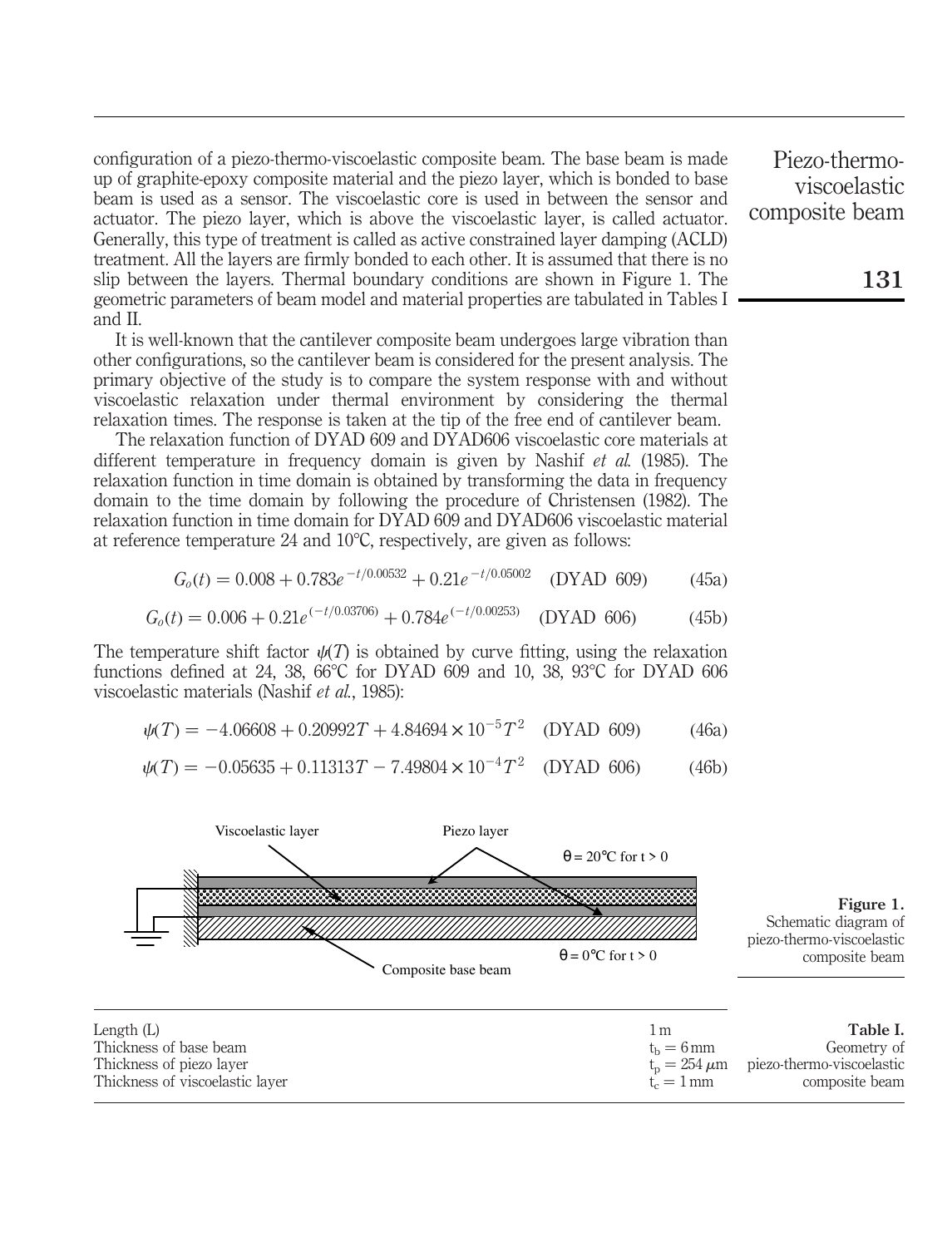configuration of a piezo-thermo-viscoelastic composite beam. The base beam is made up of graphite-epoxy composite material and the piezo layer, which is bonded to base beam is used as a sensor. The viscoelastic core is used in between the sensor and actuator. The piezo layer, which is above the viscoelastic layer, is called actuator. Generally, this type of treatment is called as active constrained layer damping (ACLD) treatment. All the layers are firmly bonded to each other. It is assumed that there is no slip between the layers. Thermal boundary conditions are shown in Figure 1. The geometric parameters of beam model and material properties are tabulated in Tables I and II.

It is well-known that the cantilever composite beam undergoes large vibration than other configurations, so the cantilever beam is considered for the present analysis. The primary objective of the study is to compare the system response with and without viscoelastic relaxation under thermal environment by considering the thermal relaxation times. The response is taken at the tip of the free end of cantilever beam.

The relaxation function of DYAD 609 and DYAD606 viscoelastic core materials at different temperature in frequency domain is given by Nashif *et al.* (1985). The relaxation function in time domain is obtained by transforming the data in frequency domain to the time domain by following the procedure of Christensen (1982). The relaxation function in time domain for DYAD 609 and DYAD606 viscoelastic material at reference temperature 24 and 10°C, respectively, are given as follows:

$$G_o(t) = 0.008 + 0.783e^{-t/0.00532} + 0.21e^{-t/0.05002} \quad \text{(DYAD 609)} \tag{45a}$$

$$G_o(t) = 0.006 + 0.21e^{(-t/0.03706)} + 0.784e^{(-t/0.00253)} \quad \text{(DYAD 606)} \tag{45b}$$

The temperature shift factor $\psi(T)$ is obtained by curve fitting, using the relaxation functions defined at 24, 38, 66°C for DYAD 609 and 10, 38, 93°C for DYAD 606 viscoelastic materials (Nashif *et al.*, 1985):

$$\psi(T) = -4.06608 + 0.20992T + 4.84694 \times 10^{-5}T^2 \quad \text{(DYAD 609)} \tag{46a}$$

$$\psi(T) = -0.05635 + 0.11313T - 7.49804 \times 10^{-4}T^2 \quad \text{(DYAD 606)} \tag{46b}$$

Viscoelastic layer — Piezo layer — $\theta = 20°C$ for $t > 0$ — Composite base beam — $\theta = 0°C$ for $t > 0$

**Figure 1.** Schematic diagram of piezo-thermo-viscoelastic composite beam

**Table I.** Geometry of piezo-thermo-viscoelastic composite beam

| Parameter | Value |
|---|---|
| Length (L) | 1 m |
| Thickness of base beam | $t_b = 6$ mm |
| Thickness of piezo layer | $t_p = 254\ \mu$m |
| Thickness of viscoelastic layer | $t_c = 1$ mm |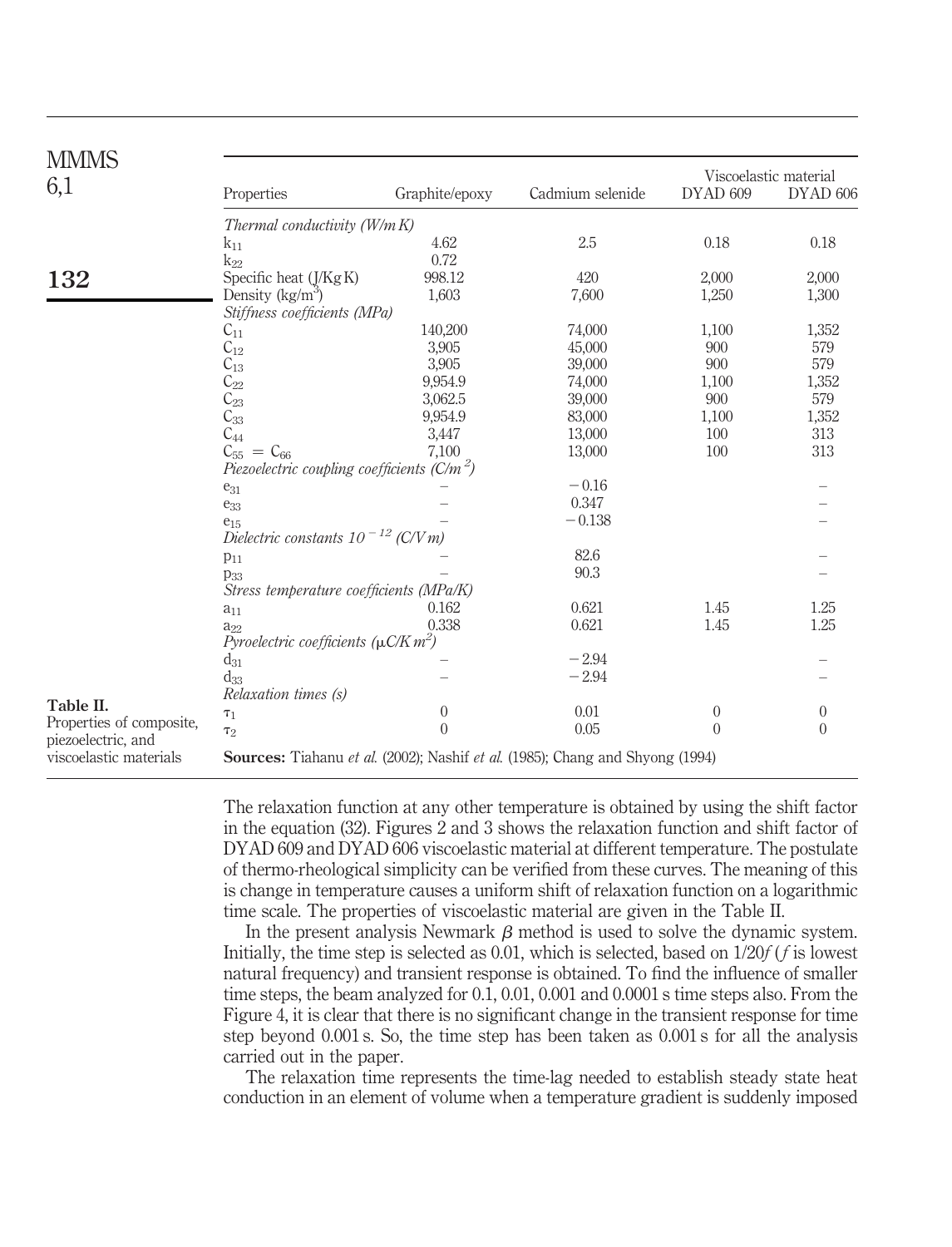**Table II.** Properties of composite, piezoelectric, and viscoelastic materials

| Properties | Graphite/epoxy | Cadmium selenide | Viscoelastic material DYAD 609 | Viscoelastic material DYAD 606 |
|---|---|---|---|---|
| *Thermal conductivity (W/m K)* | | | | |
| $k_{11}$ | 4.62 | 2.5 | 0.18 | 0.18 |
| $k_{22}$ | 0.72 | | | |
| Specific heat (J/Kg K) | 998.12 | 420 | 2,000 | 2,000 |
| Density (kg/m$^3$) | 1,603 | 7,600 | 1,250 | 1,300 |
| *Stiffness coefficients (MPa)* | | | | |
| $C_{11}$ | 140,200 | 74,000 | 1,100 | 1,352 |
| $C_{12}$ | 3,905 | 45,000 | 900 | 579 |
| $C_{13}$ | 3,905 | 39,000 | 900 | 579 |
| $C_{22}$ | 9,954.9 | 74,000 | 1,100 | 1,352 |
| $C_{23}$ | 3,062.5 | 39,000 | 900 | 579 |
| $C_{33}$ | 9,954.9 | 83,000 | 1,100 | 1,352 |
| $C_{44}$ | 3,447 | 13,000 | 100 | 313 |
| $C_{55} = C_{66}$ | 7,100 | 13,000 | 100 | 313 |
| *Piezoelectric coupling coefficients (C/m$^2$)* | | | | |
| $e_{31}$ | – | −0.16 | | – |
| $e_{33}$ | – | 0.347 | | – |
| $e_{15}$ | – | −0.138 | | – |
| *Dielectric constants $10^{-12}$ (C/V m)* | | | | |
| $p_{11}$ | – | 82.6 | | – |
| $p_{33}$ | – | 90.3 | | – |
| *Stress temperature coefficients (MPa/K)* | | | | |
| $a_{11}$ | 0.162 | 0.621 | 1.45 | 1.25 |
| $a_{22}$ | 0.338 | 0.621 | 1.45 | 1.25 |
| *Pyroelectric coefficients ($\mu$C/K m$^2$)* | | | | |
| $d_{31}$ | – | −2.94 | | – |
| $d_{33}$ | – | −2.94 | | – |
| *Relaxation times (s)* | | | | |
| $\tau_1$ | 0 | 0.01 | 0 | 0 |
| $\tau_2$ | 0 | 0.05 | 0 | 0 |

**Sources:** Tiahanu *et al.* (2002); Nashif *et al.* (1985); Chang and Shyong (1994)

The relaxation function at any other temperature is obtained by using the shift factor in the equation (32). Figures 2 and 3 shows the relaxation function and shift factor of DYAD 609 and DYAD 606 viscoelastic material at different temperature. The postulate of thermo-rheological simplicity can be verified from these curves. The meaning of this is change in temperature causes a uniform shift of relaxation function on a logarithmic time scale. The properties of viscoelastic material are given in the Table II.

In the present analysis Newmark $\beta$ method is used to solve the dynamic system. Initially, the time step is selected as 0.01, which is selected, based on $1/20f$ ($f$ is lowest natural frequency) and transient response is obtained. To find the influence of smaller time steps, the beam analyzed for 0.1, 0.01, 0.001 and 0.0001 s time steps also. From the Figure 4, it is clear that there is no significant change in the transient response for time step beyond 0.001 s. So, the time step has been taken as 0.001 s for all the analysis carried out in the paper.

The relaxation time represents the time-lag needed to establish steady state heat conduction in an element of volume when a temperature gradient is suddenly imposed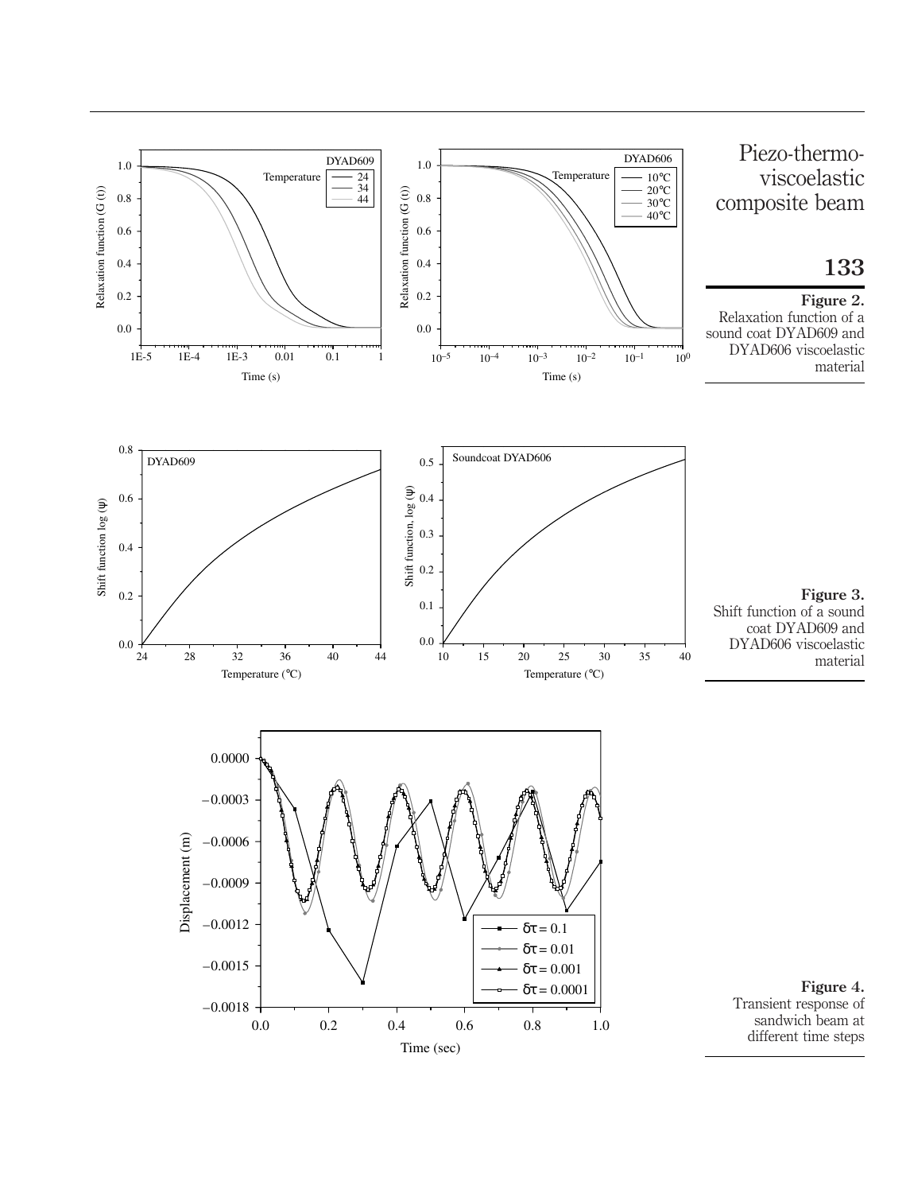**Figure 2.**
Relaxation function of a sound coat DYAD609 and DYAD606 viscoelastic material

**Figure 3.**
Shift function of a sound coat DYAD609 and DYAD606 viscoelastic material

**Figure 4.**
Transient response of sandwich beam at different time steps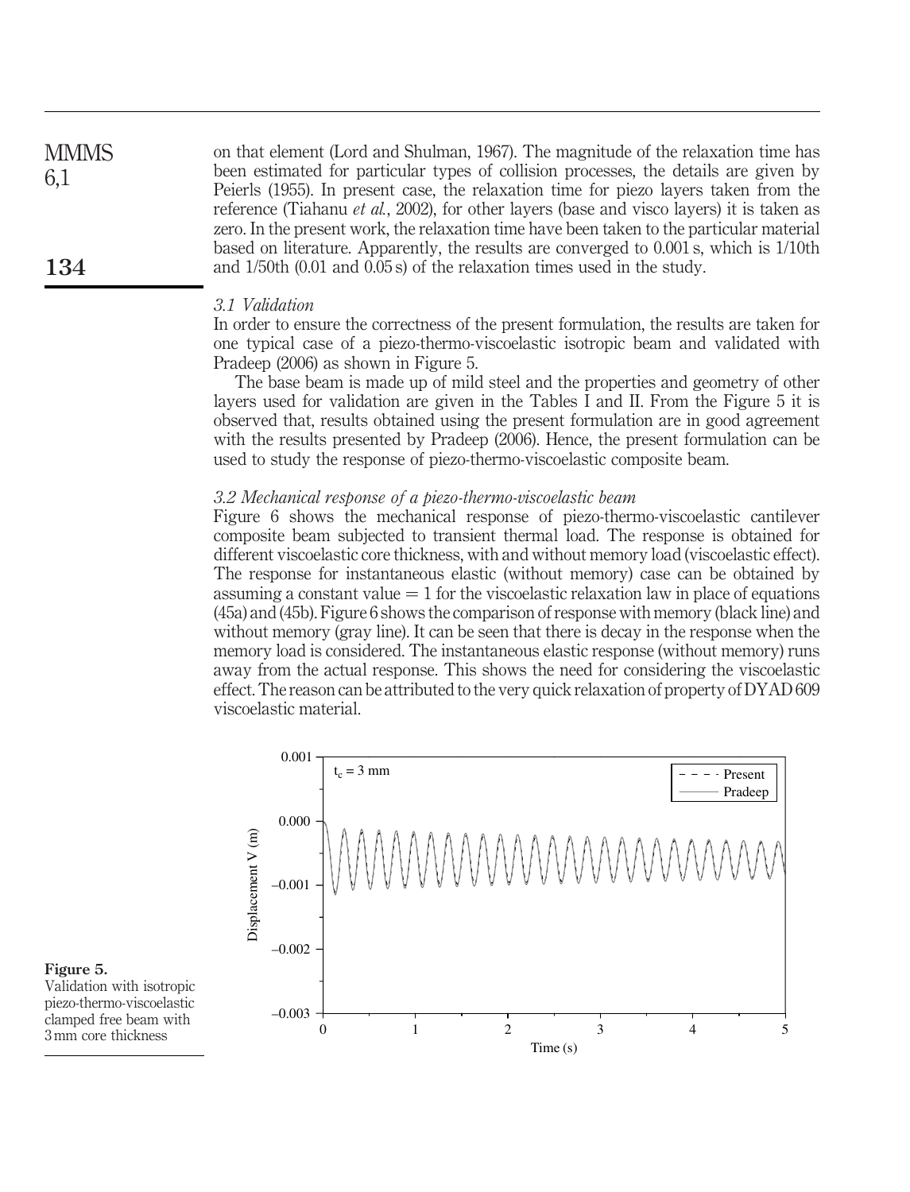on that element (Lord and Shulman, 1967). The magnitude of the relaxation time has been estimated for particular types of collision processes, the details are given by Peierls (1955). In present case, the relaxation time for piezo layers taken from the reference (Tiahanu *et al.*, 2002), for other layers (base and visco layers) it is taken as zero. In the present work, the relaxation time have been taken to the particular material based on literature. Apparently, the results are converged to 0.001 s, which is 1/10th and 1/50th (0.01 and 0.05 s) of the relaxation times used in the study.

### *3.1 Validation*

In order to ensure the correctness of the present formulation, the results are taken for one typical case of a piezo-thermo-viscoelastic isotropic beam and validated with Pradeep (2006) as shown in Figure 5.

The base beam is made up of mild steel and the properties and geometry of other layers used for validation are given in the Tables I and II. From the Figure 5 it is observed that, results obtained using the present formulation are in good agreement with the results presented by Pradeep (2006). Hence, the present formulation can be used to study the response of piezo-thermo-viscoelastic composite beam.

### *3.2 Mechanical response of a piezo-thermo-viscoelastic beam*

Figure 6 shows the mechanical response of piezo-thermo-viscoelastic cantilever composite beam subjected to transient thermal load. The response is obtained for different viscoelastic core thickness, with and without memory load (viscoelastic effect). The response for instantaneous elastic (without memory) case can be obtained by assuming a constant value = 1 for the viscoelastic relaxation law in place of equations (45a) and (45b). Figure 6 shows the comparison of response with memory (black line) and without memory (gray line). It can be seen that there is decay in the response when the memory load is considered. The instantaneous elastic response (without memory) runs away from the actual response. This shows the need for considering the viscoelastic effect. The reason can be attributed to the very quick relaxation of property of DYAD 609 viscoelastic material.

**Figure 5.** Validation with isotropic piezo-thermo-viscoelastic clamped free beam with 3 mm core thickness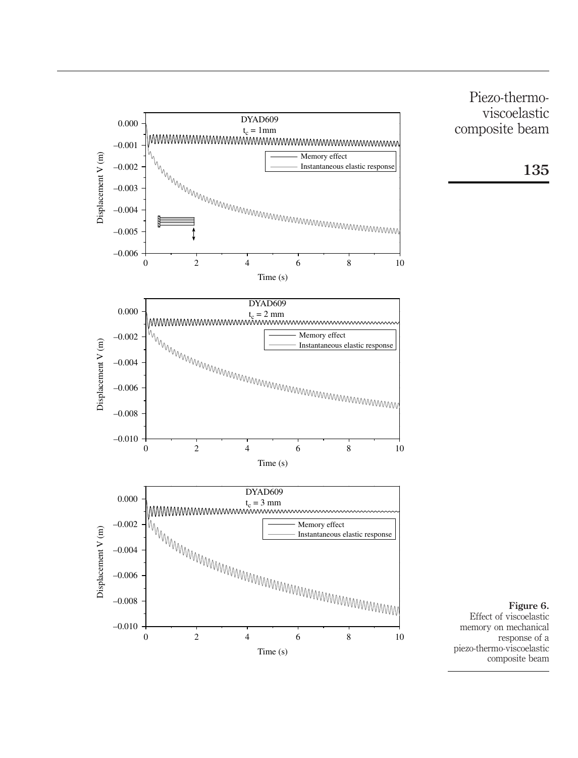**Figure 6.**
Effect of viscoelastic memory on mechanical response of a piezo-thermo-viscoelastic composite beam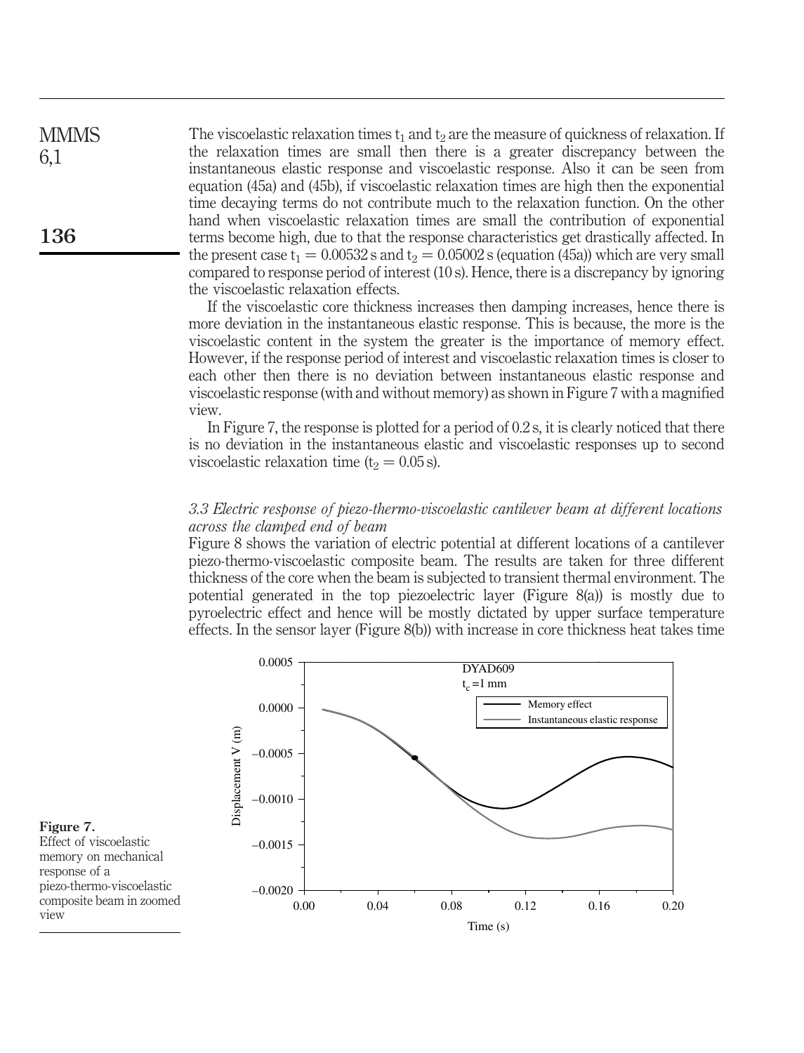The viscoelastic relaxation times $t_1$ and $t_2$ are the measure of quickness of relaxation. If the relaxation times are small then there is a greater discrepancy between the instantaneous elastic response and viscoelastic response. Also it can be seen from equation (45a) and (45b), if viscoelastic relaxation times are high then the exponential time decaying terms do not contribute much to the relaxation function. On the other hand when viscoelastic relaxation times are small the contribution of exponential terms become high, due to that the response characteristics get drastically affected. In the present case $t_1 = 0.00532$ s and $t_2 = 0.05002$ s (equation (45a)) which are very small compared to response period of interest (10 s). Hence, there is a discrepancy by ignoring the viscoelastic relaxation effects.

If the viscoelastic core thickness increases then damping increases, hence there is more deviation in the instantaneous elastic response. This is because, the more is the viscoelastic content in the system the greater is the importance of memory effect. However, if the response period of interest and viscoelastic relaxation times is closer to each other then there is no deviation between instantaneous elastic response and viscoelastic response (with and without memory) as shown in Figure 7 with a magnified view.

In Figure 7, the response is plotted for a period of 0.2 s, it is clearly noticed that there is no deviation in the instantaneous elastic and viscoelastic responses up to second viscoelastic relaxation time ($t_2 = 0.05$ s).

### *3.3 Electric response of piezo-thermo-viscoelastic cantilever beam at different locations across the clamped end of beam*

Figure 8 shows the variation of electric potential at different locations of a cantilever piezo-thermo-viscoelastic composite beam. The results are taken for three different thickness of the core when the beam is subjected to transient thermal environment. The potential generated in the top piezoelectric layer (Figure 8(a)) is mostly due to pyroelectric effect and hence will be mostly dictated by upper surface temperature effects. In the sensor layer (Figure 8(b)) with increase in core thickness heat takes time

**Figure 7.**
Effect of viscoelastic memory on mechanical response of a piezo-thermo-viscoelastic composite beam in zoomed view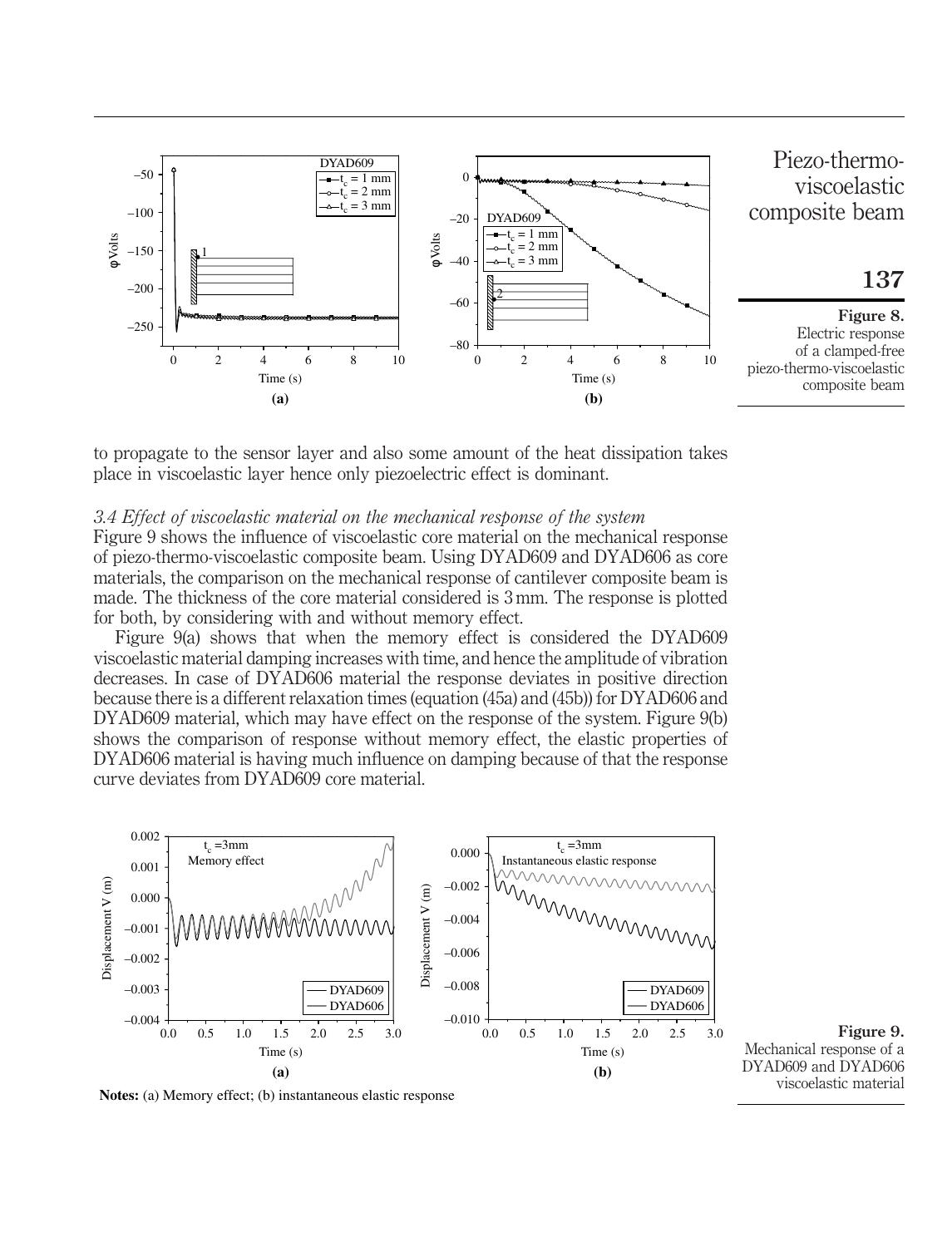**Figure 8.** Electric response of a clamped-free piezo-thermo-viscoelastic composite beam

to propagate to the sensor layer and also some amount of the heat dissipation takes place in viscoelastic layer hence only piezoelectric effect is dominant.

### *3.4 Effect of viscoelastic material on the mechanical response of the system*

Figure 9 shows the influence of viscoelastic core material on the mechanical response of piezo-thermo-viscoelastic composite beam. Using DYAD609 and DYAD606 as core materials, the comparison on the mechanical response of cantilever composite beam is made. The thickness of the core material considered is 3 mm. The response is plotted for both, by considering with and without memory effect.

Figure 9(a) shows that when the memory effect is considered the DYAD609 viscoelastic material damping increases with time, and hence the amplitude of vibration decreases. In case of DYAD606 material the response deviates in positive direction because there is a different relaxation times (equation (45a) and (45b)) for DYAD606 and DYAD609 material, which may have effect on the response of the system. Figure 9(b) shows the comparison of response without memory effect, the elastic properties of DYAD606 material is having much influence on damping because of that the response curve deviates from DYAD609 core material.

**Notes:** (a) Memory effect; (b) instantaneous elastic response

**Figure 9.** Mechanical response of a DYAD609 and DYAD606 viscoelastic material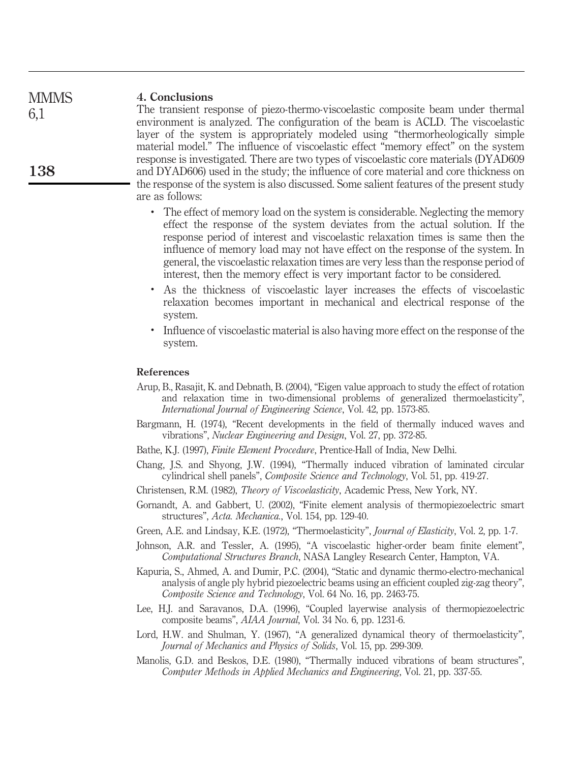## 4. Conclusions

The transient response of piezo-thermo-viscoelastic composite beam under thermal environment is analyzed. The configuration of the beam is ACLD. The viscoelastic layer of the system is appropriately modeled using "thermorheologically simple material model." The influence of viscoelastic effect "memory effect" on the system response is investigated. There are two types of viscoelastic core materials (DYAD609 and DYAD606) used in the study; the influence of core material and core thickness on the response of the system is also discussed. Some salient features of the present study are as follows:

- The effect of memory load on the system is considerable. Neglecting the memory effect the response of the system deviates from the actual solution. If the response period of interest and viscoelastic relaxation times is same then the influence of memory load may not have effect on the response of the system. In general, the viscoelastic relaxation times are very less than the response period of interest, then the memory effect is very important factor to be considered.
- As the thickness of viscoelastic layer increases the effects of viscoelastic relaxation becomes important in mechanical and electrical response of the system.
- Influence of viscoelastic material is also having more effect on the response of the system.

## References

Arup, B., Rasajit, K. and Debnath, B. (2004), "Eigen value approach to study the effect of rotation and relaxation time in two-dimensional problems of generalized thermoelasticity", *International Journal of Engineering Science*, Vol. 42, pp. 1573-85.

Bargmann, H. (1974), "Recent developments in the field of thermally induced waves and vibrations", *Nuclear Engineering and Design*, Vol. 27, pp. 372-85.

Bathe, K.J. (1997), *Finite Element Procedure*, Prentice-Hall of India, New Delhi.

Chang, J.S. and Shyong, J.W. (1994), "Thermally induced vibration of laminated circular cylindrical shell panels", *Composite Science and Technology*, Vol. 51, pp. 419-27.

Christensen, R.M. (1982), *Theory of Viscoelasticity*, Academic Press, New York, NY.

Gornandt, A. and Gabbert, U. (2002), "Finite element analysis of thermopiezoelectric smart structures", *Acta. Mechanica.*, Vol. 154, pp. 129-40.

Green, A.E. and Lindsay, K.E. (1972), "Thermoelasticity", *Journal of Elasticity*, Vol. 2, pp. 1-7.

Johnson, A.R. and Tessler, A. (1995), "A viscoelastic higher-order beam finite element", *Computational Structures Branch*, NASA Langley Research Center, Hampton, VA.

Kapuria, S., Ahmed, A. and Dumir, P.C. (2004), "Static and dynamic thermo-electro-mechanical analysis of angle ply hybrid piezoelectric beams using an efficient coupled zig-zag theory", *Composite Science and Technology*, Vol. 64 No. 16, pp. 2463-75.

Lee, H.J. and Saravanos, D.A. (1996), "Coupled layerwise analysis of thermopiezoelectric composite beams", *AIAA Journal*, Vol. 34 No. 6, pp. 1231-6.

Lord, H.W. and Shulman, Y. (1967), "A generalized dynamical theory of thermoelasticity", *Journal of Mechanics and Physics of Solids*, Vol. 15, pp. 299-309.

Manolis, G.D. and Beskos, D.E. (1980), "Thermally induced vibrations of beam structures", *Computer Methods in Applied Mechanics and Engineering*, Vol. 21, pp. 337-55.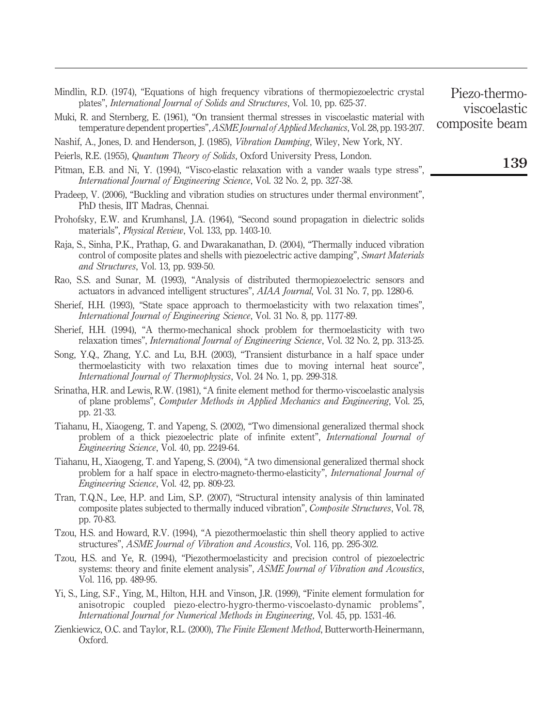Mindlin, R.D. (1974), "Equations of high frequency vibrations of thermopiezoelectric crystal plates", *International Journal of Solids and Structures*, Vol. 10, pp. 625-37.

Muki, R. and Sternberg, E. (1961), "On transient thermal stresses in viscoelastic material with temperature dependent properties", *ASME Journal of Applied Mechanics*, Vol. 28, pp. 193-207.

Nashif, A., Jones, D. and Henderson, J. (1985), *Vibration Damping*, Wiley, New York, NY.

Peierls, R.E. (1955), *Quantum Theory of Solids*, Oxford University Press, London.

Pitman, E.B. and Ni, Y. (1994), "Visco-elastic relaxation with a vander waals type stress", *International Journal of Engineering Science*, Vol. 32 No. 2, pp. 327-38.

Pradeep, V. (2006), "Buckling and vibration studies on structures under thermal environment", PhD thesis, IIT Madras, Chennai.

Prohofsky, E.W. and Krumhansl, J.A. (1964), "Second sound propagation in dielectric solids materials", *Physical Review*, Vol. 133, pp. 1403-10.

Raja, S., Sinha, P.K., Prathap, G. and Dwarakanathan, D. (2004), "Thermally induced vibration control of composite plates and shells with piezoelectric active damping", *Smart Materials and Structures*, Vol. 13, pp. 939-50.

Rao, S.S. and Sunar, M. (1993), "Analysis of distributed thermopiezoelectric sensors and actuators in advanced intelligent structures", *AIAA Journal*, Vol. 31 No. 7, pp. 1280-6.

Sherief, H.H. (1993), "State space approach to thermoelasticity with two relaxation times", *International Journal of Engineering Science*, Vol. 31 No. 8, pp. 1177-89.

Sherief, H.H. (1994), "A thermo-mechanical shock problem for thermoelasticity with two relaxation times", *International Journal of Engineering Science*, Vol. 32 No. 2, pp. 313-25.

Song, Y.Q., Zhang, Y.C. and Lu, B.H. (2003), "Transient disturbance in a half space under thermoelasticity with two relaxation times due to moving internal heat source", *International Journal of Thermophysics*, Vol. 24 No. 1, pp. 299-318.

Srinatha, H.R. and Lewis, R.W. (1981), "A finite element method for thermo-viscoelastic analysis of plane problems", *Computer Methods in Applied Mechanics and Engineering*, Vol. 25, pp. 21-33.

Tiahanu, H., Xiaogeng, T. and Yapeng, S. (2002), "Two dimensional generalized thermal shock problem of a thick piezoelectric plate of infinite extent", *International Journal of Engineering Science*, Vol. 40, pp. 2249-64.

Tiahanu, H., Xiaogeng, T. and Yapeng, S. (2004), "A two dimensional generalized thermal shock problem for a half space in electro-magneto-thermo-elasticity", *International Journal of Engineering Science*, Vol. 42, pp. 809-23.

Tran, T.Q.N., Lee, H.P. and Lim, S.P. (2007), "Structural intensity analysis of thin laminated composite plates subjected to thermally induced vibration", *Composite Structures*, Vol. 78, pp. 70-83.

Tzou, H.S. and Howard, R.V. (1994), "A piezothermoelastic thin shell theory applied to active structures", *ASME Journal of Vibration and Acoustics*, Vol. 116, pp. 295-302.

Tzou, H.S. and Ye, R. (1994), "Piezothermoelasticity and precision control of piezoelectric systems: theory and finite element analysis", *ASME Journal of Vibration and Acoustics*, Vol. 116, pp. 489-95.

Yi, S., Ling, S.F., Ying, M., Hilton, H.H. and Vinson, J.R. (1999), "Finite element formulation for anisotropic coupled piezo-electro-hygro-thermo-viscoelasto-dynamic problems", *International Journal for Numerical Methods in Engineering*, Vol. 45, pp. 1531-46.

Zienkiewicz, O.C. and Taylor, R.L. (2000), *The Finite Element Method*, Butterworth-Heinermann, Oxford.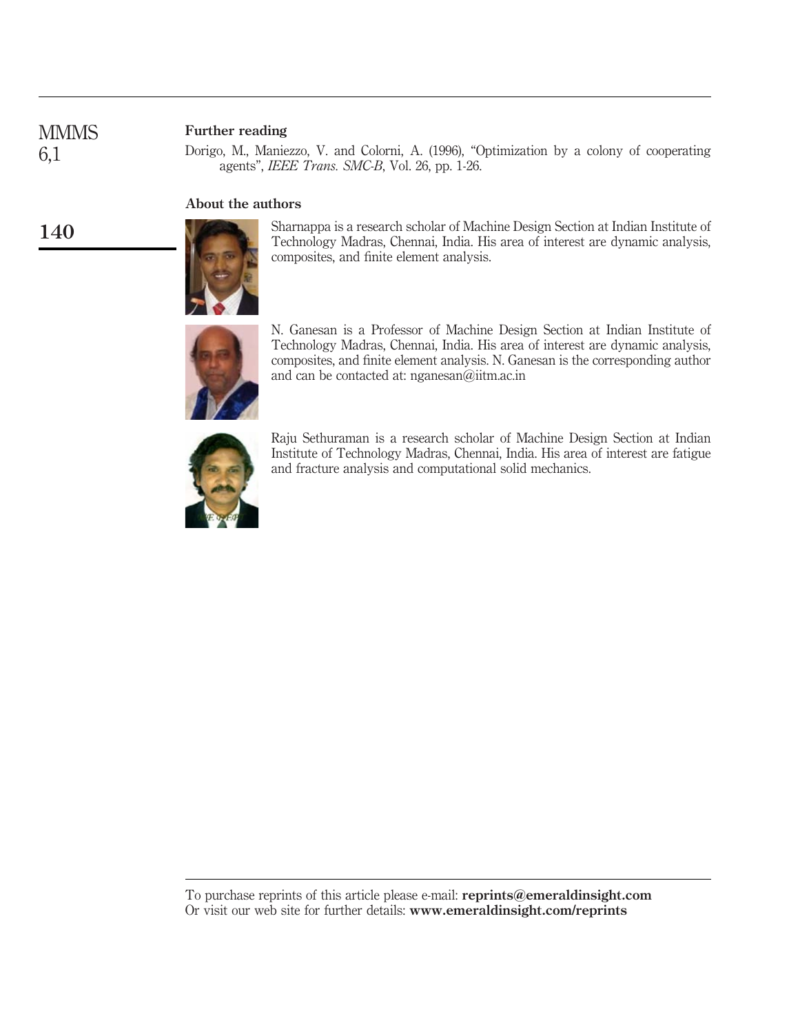## Further reading

Dorigo, M., Maniezzo, V. and Colorni, A. (1996), "Optimization by a colony of cooperating agents", *IEEE Trans. SMC-B*, Vol. 26, pp. 1-26.

## About the authors

Sharnappa is a research scholar of Machine Design Section at Indian Institute of Technology Madras, Chennai, India. His area of interest are dynamic analysis, composites, and finite element analysis.

N. Ganesan is a Professor of Machine Design Section at Indian Institute of Technology Madras, Chennai, India. His area of interest are dynamic analysis, composites, and finite element analysis. N. Ganesan is the corresponding author and can be contacted at: nganesan@iitm.ac.in

Raju Sethuraman is a research scholar of Machine Design Section at Indian Institute of Technology Madras, Chennai, India. His area of interest are fatigue and fracture analysis and computational solid mechanics.

To purchase reprints of this article please e-mail: **reprints@emeraldinsight.com**
Or visit our web site for further details: **www.emeraldinsight.com/reprints**